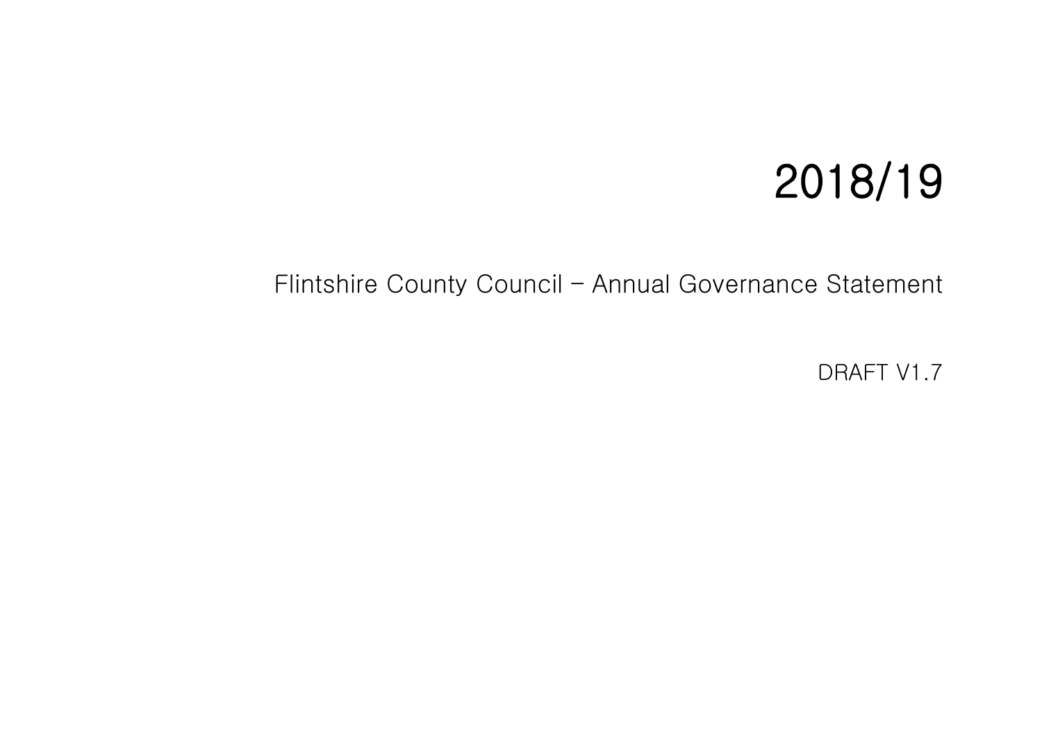# 2018/19

## Flintshire County Council – Annual Governance Statement

DRAFT V1.7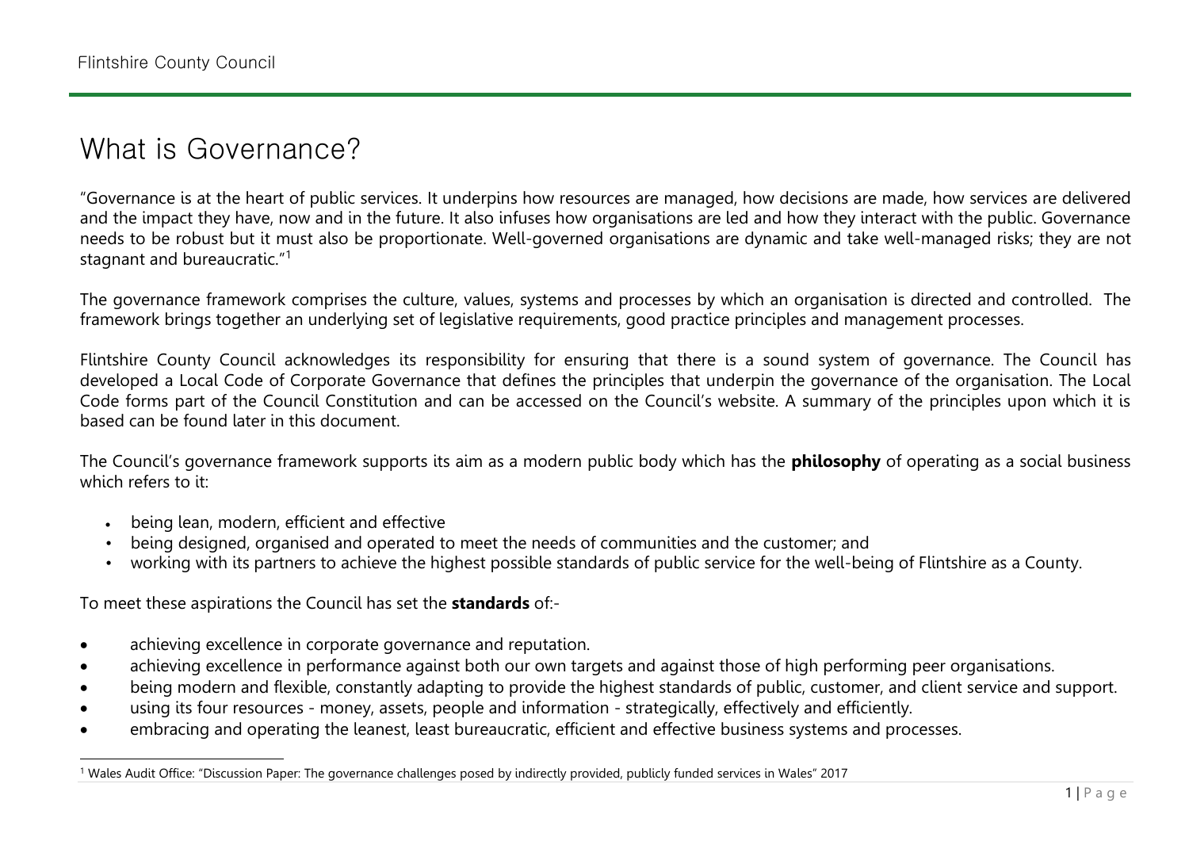# What is Governance?

"Governance is at the heart of public services. It underpins how resources are managed, how decisions are made, how services are delivered and the impact they have, now and in the future. It also infuses how organisations are led and how they interact with the public. Governance needs to be robust but it must also be proportionate. Well-governed organisations are dynamic and take well-managed risks; they are not stagnant and bureaucratic."[1]

The governance framework comprises the culture, values, systems and processes by which an organisation is directed and controlled. The framework brings together an underlying set of legislative requirements, good practice principles and management processes.

Flintshire County Council acknowledges its responsibility for ensuring that there is a sound system of governance. The Council has developed a Local Code of Corporate Governance that defines the principles that underpin the governance of the organisation. The Local Code forms part of the Council Constitution and can be accessed on the Council's website. A summary of the principles upon which it is based can be found later in this document.

The Council's governance framework supports its aim as a modern public body which has the **philosophy** of operating as a social business which refers to it:

- being lean, modern, efficient and effective
- being designed, organised and operated to meet the needs of communities and the customer; and
- working with its partners to achieve the highest possible standards of public service for the well-being of Flintshire as a County.

To meet these aspirations the Council has set the **standards** of:-

- achieving excellence in corporate governance and reputation.
- achieving excellence in performance against both our own targets and against those of high performing peer organisations.
- being modern and flexible, constantly adapting to provide the highest standards of public, customer, and client service and support.
- using its four resources - money, assets, people and information - strategically, effectively and efficiently.
- embracing and operating the leanest, least bureaucratic, efficient and effective business systems and processes.

[1] Wales Audit Office: "Discussion Paper: The governance challenges posed by indirectly provided, publicly funded services in Wales" 2017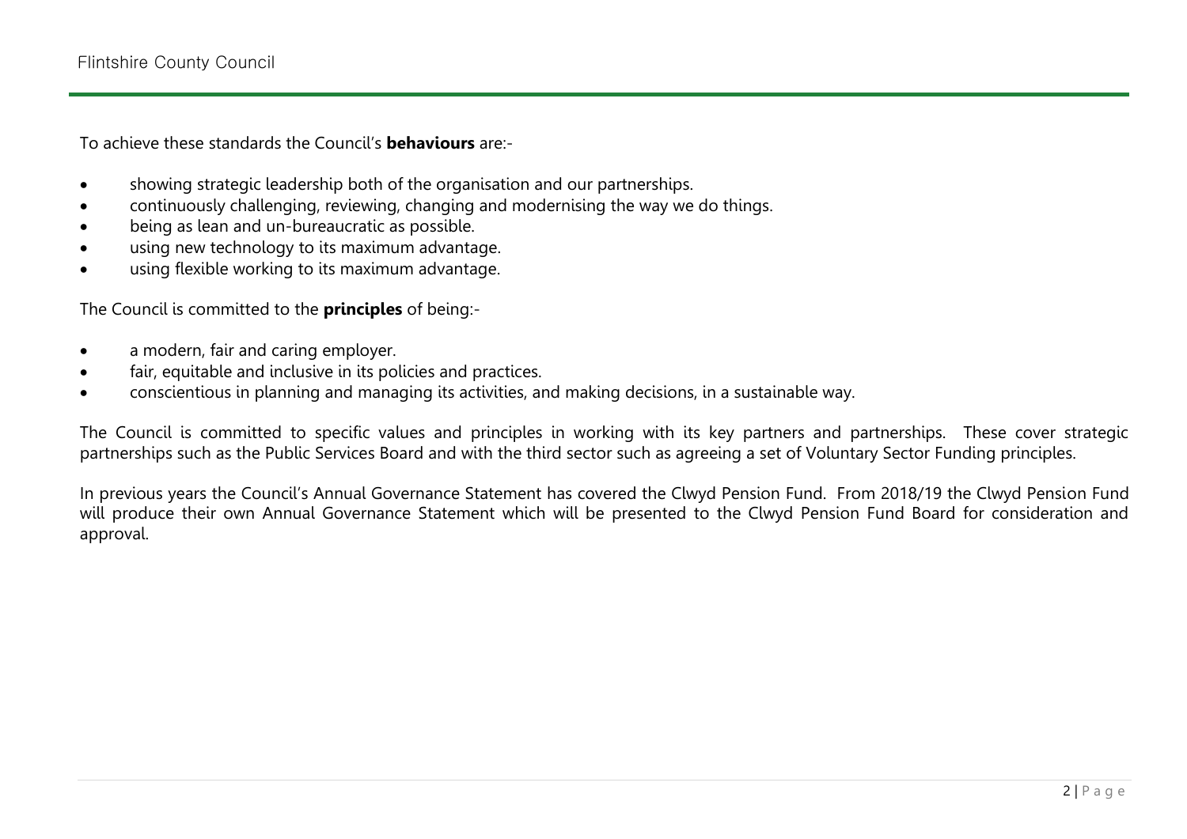To achieve these standards the Council's **behaviours** are:-

- showing strategic leadership both of the organisation and our partnerships.
- continuously challenging, reviewing, changing and modernising the way we do things.
- being as lean and un-bureaucratic as possible.
- using new technology to its maximum advantage.
- using flexible working to its maximum advantage.

The Council is committed to the **principles** of being:-

- a modern, fair and caring employer.
- fair, equitable and inclusive in its policies and practices.
- conscientious in planning and managing its activities, and making decisions, in a sustainable way.

The Council is committed to specific values and principles in working with its key partners and partnerships. These cover strategic partnerships such as the Public Services Board and with the third sector such as agreeing a set of Voluntary Sector Funding principles.

In previous years the Council's Annual Governance Statement has covered the Clwyd Pension Fund. From 2018/19 the Clwyd Pension Fund will produce their own Annual Governance Statement which will be presented to the Clwyd Pension Fund Board for consideration and approval.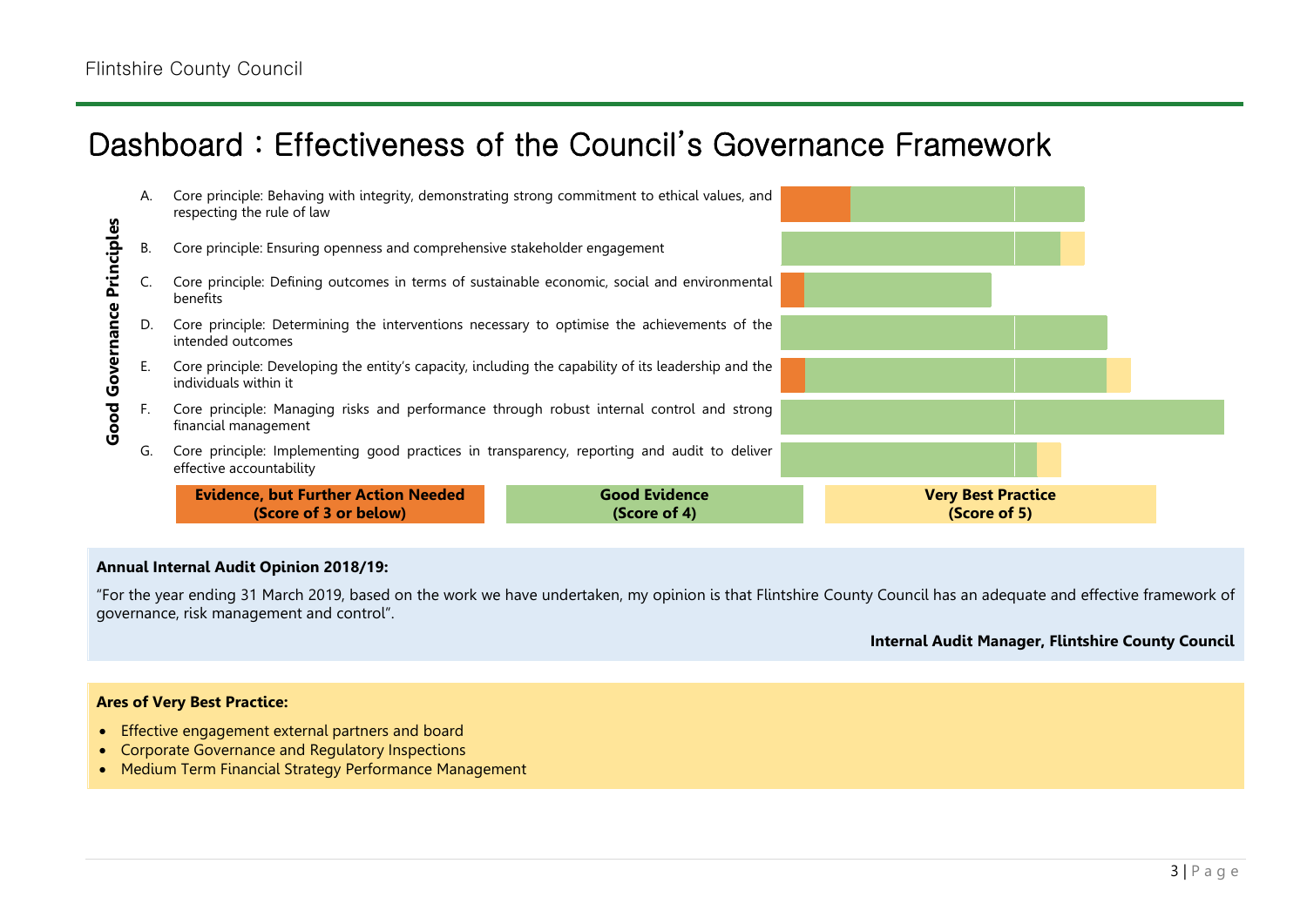# Dashboard : Effectiveness of the Council's Governance Framework

**Good Governance Principles**

A. Core principle: Behaving with integrity, demonstrating strong commitment to ethical values, and respecting the rule of law

B. Core principle: Ensuring openness and comprehensive stakeholder engagement

C. Core principle: Defining outcomes in terms of sustainable economic, social and environmental benefits

D. Core principle: Determining the interventions necessary to optimise the achievements of the intended outcomes

E. Core principle: Developing the entity's capacity, including the capability of its leadership and the individuals within it

F. Core principle: Managing risks and performance through robust internal control and strong financial management

G. Core principle: Implementing good practices in transparency, reporting and audit to deliver effective accountability

| **Evidence, but Further Action Needed (Score of 3 or below)** | **Good Evidence (Score of 4)** | **Very Best Practice (Score of 5)** |
|---|---|---|

**Annual Internal Audit Opinion 2018/19:**

"For the year ending 31 March 2019, based on the work we have undertaken, my opinion is that Flintshire County Council has an adequate and effective framework of governance, risk management and control".

**Internal Audit Manager, Flintshire County Council**

**Ares of Very Best Practice:**

- Effective engagement external partners and board
- Corporate Governance and Regulatory Inspections
- Medium Term Financial Strategy Performance Management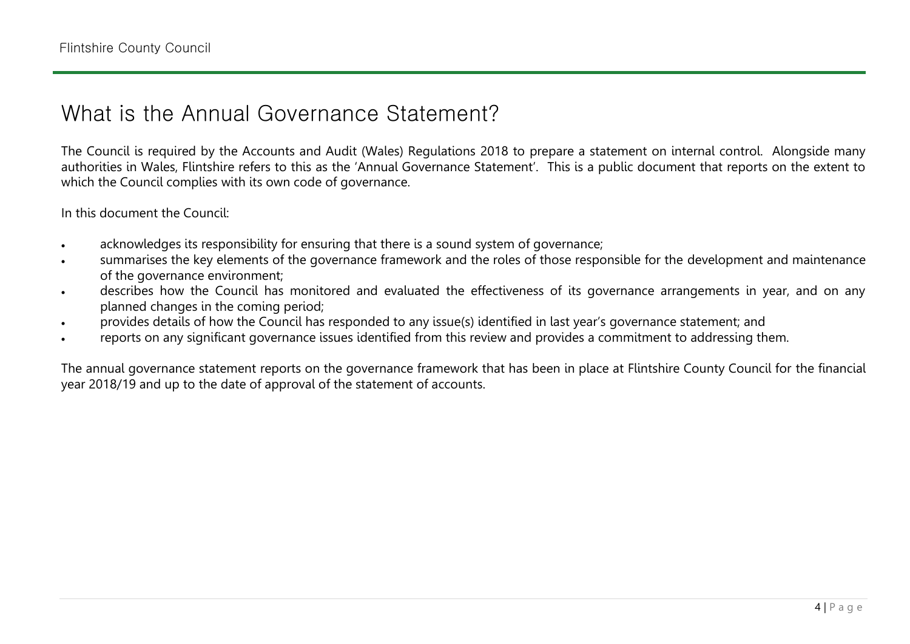# What is the Annual Governance Statement?

The Council is required by the Accounts and Audit (Wales) Regulations 2018 to prepare a statement on internal control. Alongside many authorities in Wales, Flintshire refers to this as the 'Annual Governance Statement'. This is a public document that reports on the extent to which the Council complies with its own code of governance.

In this document the Council:

- acknowledges its responsibility for ensuring that there is a sound system of governance;
- summarises the key elements of the governance framework and the roles of those responsible for the development and maintenance of the governance environment;
- describes how the Council has monitored and evaluated the effectiveness of its governance arrangements in year, and on any planned changes in the coming period;
- provides details of how the Council has responded to any issue(s) identified in last year's governance statement; and
- reports on any significant governance issues identified from this review and provides a commitment to addressing them.

The annual governance statement reports on the governance framework that has been in place at Flintshire County Council for the financial year 2018/19 and up to the date of approval of the statement of accounts.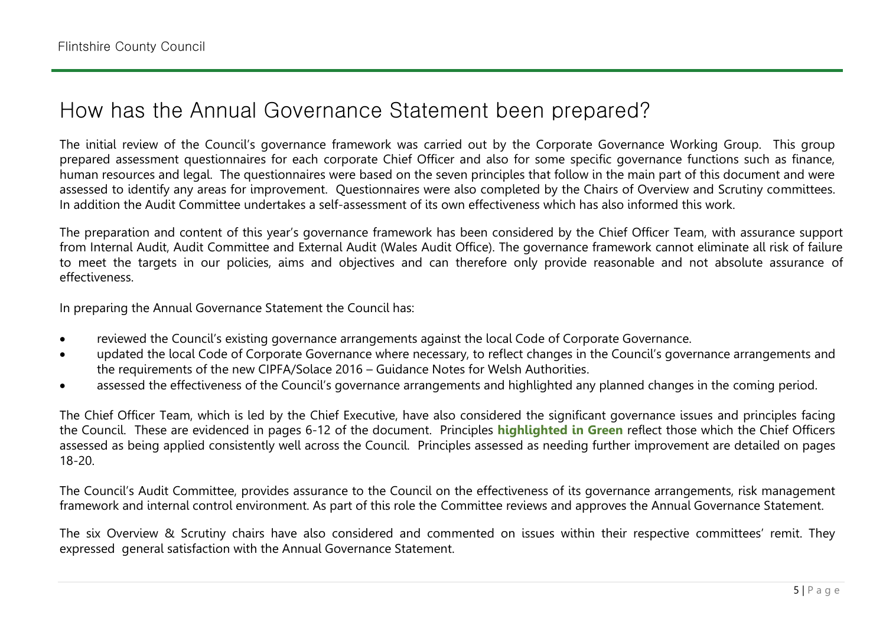# How has the Annual Governance Statement been prepared?

The initial review of the Council's governance framework was carried out by the Corporate Governance Working Group. This group prepared assessment questionnaires for each corporate Chief Officer and also for some specific governance functions such as finance, human resources and legal. The questionnaires were based on the seven principles that follow in the main part of this document and were assessed to identify any areas for improvement. Questionnaires were also completed by the Chairs of Overview and Scrutiny committees. In addition the Audit Committee undertakes a self-assessment of its own effectiveness which has also informed this work.

The preparation and content of this year's governance framework has been considered by the Chief Officer Team, with assurance support from Internal Audit, Audit Committee and External Audit (Wales Audit Office). The governance framework cannot eliminate all risk of failure to meet the targets in our policies, aims and objectives and can therefore only provide reasonable and not absolute assurance of effectiveness.

In preparing the Annual Governance Statement the Council has:

- reviewed the Council's existing governance arrangements against the local Code of Corporate Governance.
- updated the local Code of Corporate Governance where necessary, to reflect changes in the Council's governance arrangements and the requirements of the new CIPFA/Solace 2016 – Guidance Notes for Welsh Authorities.
- assessed the effectiveness of the Council's governance arrangements and highlighted any planned changes in the coming period.

The Chief Officer Team, which is led by the Chief Executive, have also considered the significant governance issues and principles facing the Council. These are evidenced in pages 6-12 of the document. Principles **highlighted in Green** reflect those which the Chief Officers assessed as being applied consistently well across the Council. Principles assessed as needing further improvement are detailed on pages 18-20.

The Council's Audit Committee, provides assurance to the Council on the effectiveness of its governance arrangements, risk management framework and internal control environment. As part of this role the Committee reviews and approves the Annual Governance Statement.

The six Overview & Scrutiny chairs have also considered and commented on issues within their respective committees' remit. They expressed general satisfaction with the Annual Governance Statement.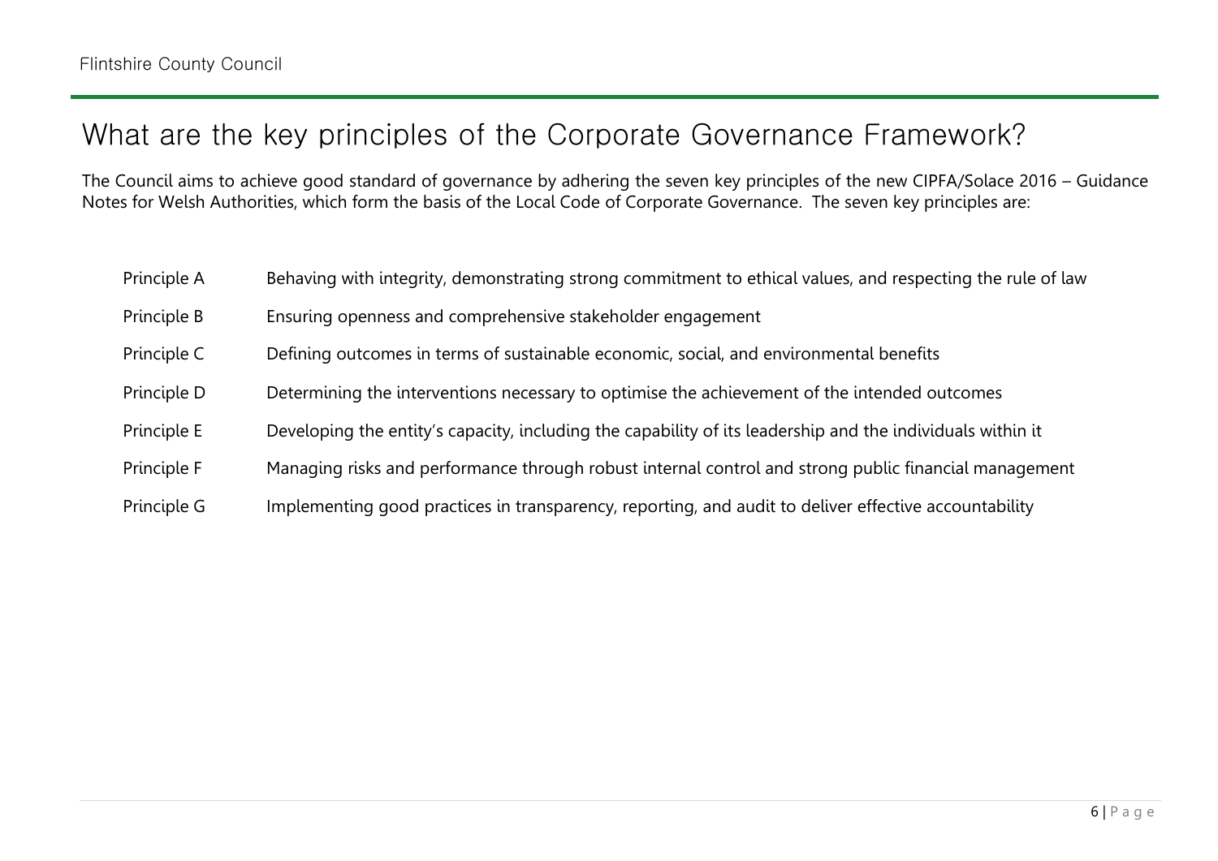# What are the key principles of the Corporate Governance Framework?

The Council aims to achieve good standard of governance by adhering the seven key principles of the new CIPFA/Solace 2016 – Guidance Notes for Welsh Authorities, which form the basis of the Local Code of Corporate Governance. The seven key principles are:

| | |
|---|---|
| Principle A | Behaving with integrity, demonstrating strong commitment to ethical values, and respecting the rule of law |
| Principle B | Ensuring openness and comprehensive stakeholder engagement |
| Principle C | Defining outcomes in terms of sustainable economic, social, and environmental benefits |
| Principle D | Determining the interventions necessary to optimise the achievement of the intended outcomes |
| Principle E | Developing the entity's capacity, including the capability of its leadership and the individuals within it |
| Principle F | Managing risks and performance through robust internal control and strong public financial management |
| Principle G | Implementing good practices in transparency, reporting, and audit to deliver effective accountability |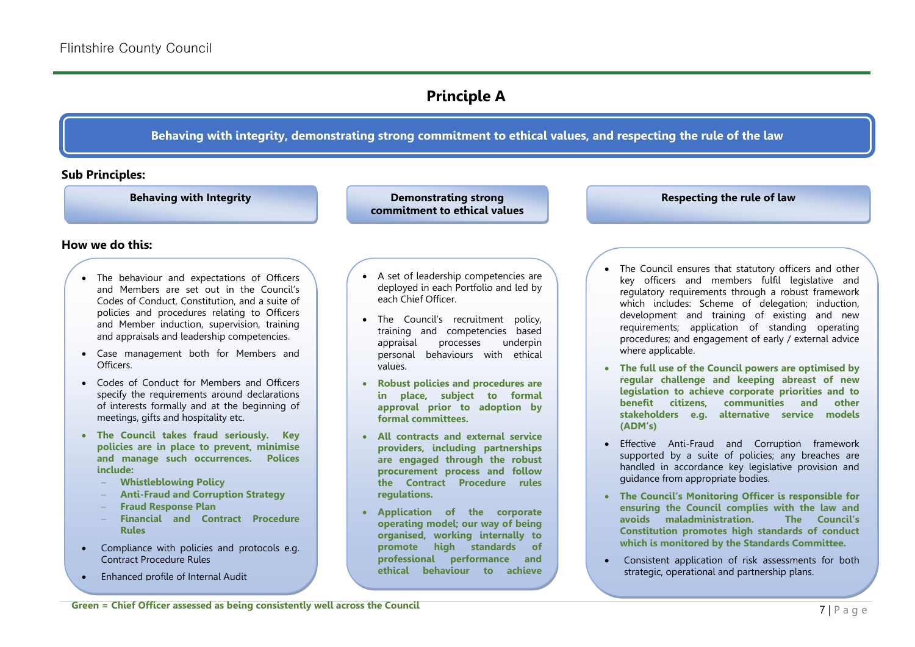# Principle A

**Behaving with integrity, demonstrating strong commitment to ethical values, and respecting the rule of the law**

**Sub Principles:**

## Behaving with Integrity

**How we do this:**

- The behaviour and expectations of Officers and Members are set out in the Council's Codes of Conduct, Constitution, and a suite of policies and procedures relating to Officers and Member induction, supervision, training and appraisals and leadership competencies.
- Case management both for Members and Officers.
- Codes of Conduct for Members and Officers specify the requirements around declarations of interests formally and at the beginning of meetings, gifts and hospitality etc.
- **The Council takes fraud seriously. Key policies are in place to prevent, minimise and manage such occurrences. Polices include:**
  - **Whistleblowing Policy**
  - **Anti-Fraud and Corruption Strategy**
  - **Fraud Response Plan**
  - **Financial and Contract Procedure Rules**
- Compliance with policies and protocols e.g. Contract Procedure Rules
- Enhanced profile of Internal Audit

## Demonstrating strong commitment to ethical values

- A set of leadership competencies are deployed in each Portfolio and led by each Chief Officer.
- The Council's recruitment policy, training and competencies based appraisal processes underpin personal behaviours with ethical values.
- **Robust policies and procedures are in place, subject to formal approval prior to adoption by formal committees.**
- **All contracts and external service providers, including partnerships are engaged through the robust procurement process and follow the Contract Procedure rules regulations.**
- **Application of the corporate operating model; our way of being organised, working internally to promote high standards of professional performance and ethical behaviour to achieve**

## Respecting the rule of law

- The Council ensures that statutory officers and other key officers and members fulfil legislative and regulatory requirements through a robust framework which includes: Scheme of delegation; induction, development and training of existing and new requirements; application of standing operating procedures; and engagement of early / external advice where applicable.
- **The full use of the Council powers are optimised by regular challenge and keeping abreast of new legislation to achieve corporate priorities and to benefit citizens, communities and other stakeholders e.g. alternative service models (ADM's)**
- Effective Anti-Fraud and Corruption framework supported by a suite of policies; any breaches are handled in accordance key legislative provision and guidance from appropriate bodies.
- **The Council's Monitoring Officer is responsible for ensuring the Council complies with the law and avoids maladministration. The Council's Constitution promotes high standards of conduct which is monitored by the Standards Committee.**
- Consistent application of risk assessments for both strategic, operational and partnership plans.

**Green = Chief Officer assessed as being consistently well across the Council**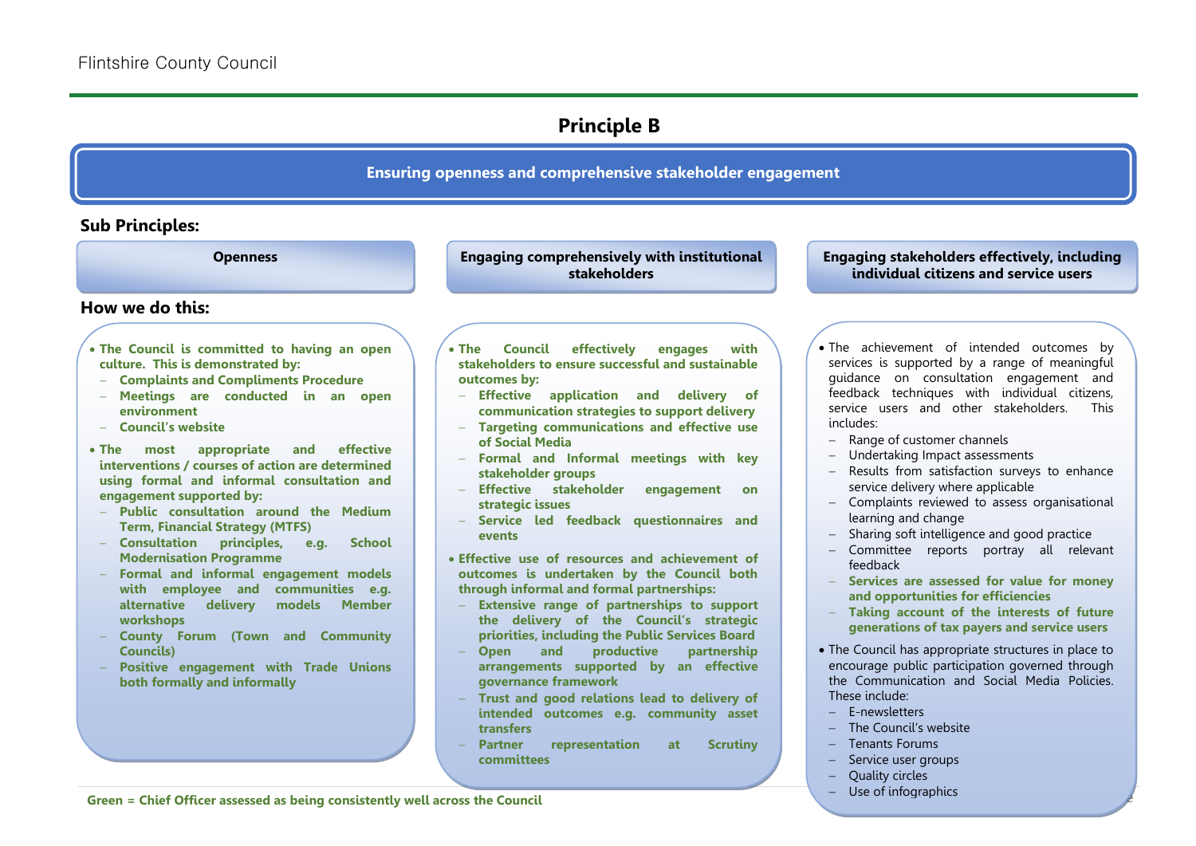## Principle B

**Ensuring openness and comprehensive stakeholder engagement**

### Sub Principles:

### Openness

**How we do this:**

- **The Council is committed to having an open culture. This is demonstrated by:**
  - **Complaints and Compliments Procedure**
  - **Meetings are conducted in an open environment**
  - **Council's website**
- **The most appropriate and effective interventions / courses of action are determined using formal and informal consultation and engagement supported by:**
  - **Public consultation around the Medium Term, Financial Strategy (MTFS)**
  - **Consultation principles, e.g. School Modernisation Programme**
  - **Formal and informal engagement models with employee and communities e.g. alternative delivery models Member workshops**
  - **County Forum (Town and Community Councils)**
  - **Positive engagement with Trade Unions both formally and informally**

### Engaging comprehensively with institutional stakeholders

- **The Council effectively engages with stakeholders to ensure successful and sustainable outcomes by:**
  - **Effective application and delivery of communication strategies to support delivery**
  - **Targeting communications and effective use of Social Media**
  - **Formal and Informal meetings with key stakeholder groups**
  - **Effective stakeholder engagement on strategic issues**
  - **Service led feedback questionnaires and events**
- **Effective use of resources and achievement of outcomes is undertaken by the Council both through informal and formal partnerships:**
  - **Extensive range of partnerships to support the delivery of the Council's strategic priorities, including the Public Services Board**
  - **Open and productive partnership arrangements supported by an effective governance framework**
  - **Trust and good relations lead to delivery of intended outcomes e.g. community asset transfers**
  - **Partner representation at Scrutiny committees**

### Engaging stakeholders effectively, including individual citizens and service users

- The achievement of intended outcomes by services is supported by a range of meaningful guidance on consultation engagement and feedback techniques with individual citizens, service users and other stakeholders. This includes:
  - Range of customer channels
  - Undertaking Impact assessments
  - Results from satisfaction surveys to enhance service delivery where applicable
  - Complaints reviewed to assess organisational learning and change
  - Sharing soft intelligence and good practice
  - Committee reports portray all relevant feedback
  - **Services are assessed for value for money and opportunities for efficiencies**
  - **Taking account of the interests of future generations of tax payers and service users**
- The Council has appropriate structures in place to encourage public participation governed through the Communication and Social Media Policies. These include:
  - E-newsletters
  - The Council's website
  - Tenants Forums
  - Service user groups
  - Quality circles
  - Use of infographics

**Green = Chief Officer assessed as being consistently well across the Council**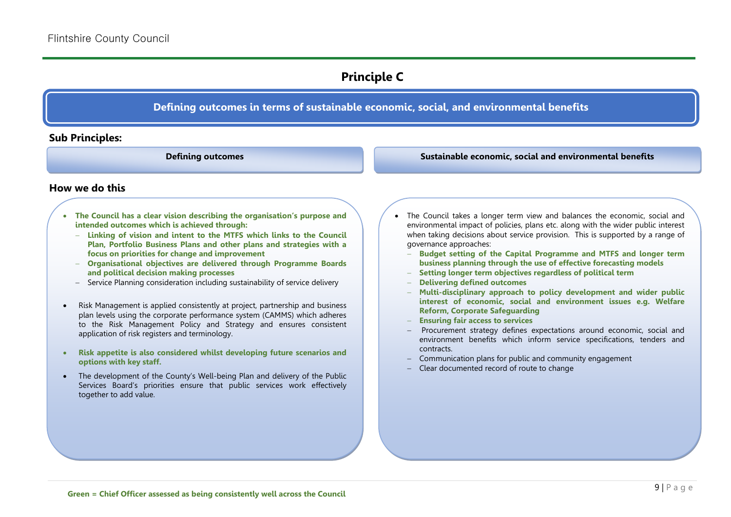## Principle C

### Defining outcomes in terms of sustainable economic, social, and environmental benefits

**Sub Principles:**

**Defining outcomes**

**How we do this**

- **The Council has a clear vision describing the organisation's purpose and intended outcomes which is achieved through:**
  - **Linking of vision and intent to the MTFS which links to the Council Plan, Portfolio Business Plans and other plans and strategies with a focus on priorities for change and improvement**
  - **Organisational objectives are delivered through Programme Boards and political decision making processes**
  - Service Planning consideration including sustainability of service delivery
- Risk Management is applied consistently at project, partnership and business plan levels using the corporate performance system (CAMMS) which adheres to the Risk Management Policy and Strategy and ensures consistent application of risk registers and terminology.
- **Risk appetite is also considered whilst developing future scenarios and options with key staff.**
- The development of the County's Well-being Plan and delivery of the Public Services Board's priorities ensure that public services work effectively together to add value.

**Sustainable economic, social and environmental benefits**

- The Council takes a longer term view and balances the economic, social and environmental impact of policies, plans etc. along with the wider public interest when taking decisions about service provision. This is supported by a range of governance approaches:
  - **Budget setting of the Capital Programme and MTFS and longer term business planning through the use of effective forecasting models**
  - **Setting longer term objectives regardless of political term**
  - **Delivering defined outcomes**
  - **Multi-disciplinary approach to policy development and wider public interest of economic, social and environment issues e.g. Welfare Reform, Corporate Safeguarding**
  - **Ensuring fair access to services**
  - Procurement strategy defines expectations around economic, social and environment benefits which inform service specifications, tenders and contracts.
  - Communication plans for public and community engagement
  - Clear documented record of route to change

**Green = Chief Officer assessed as being consistently well across the Council**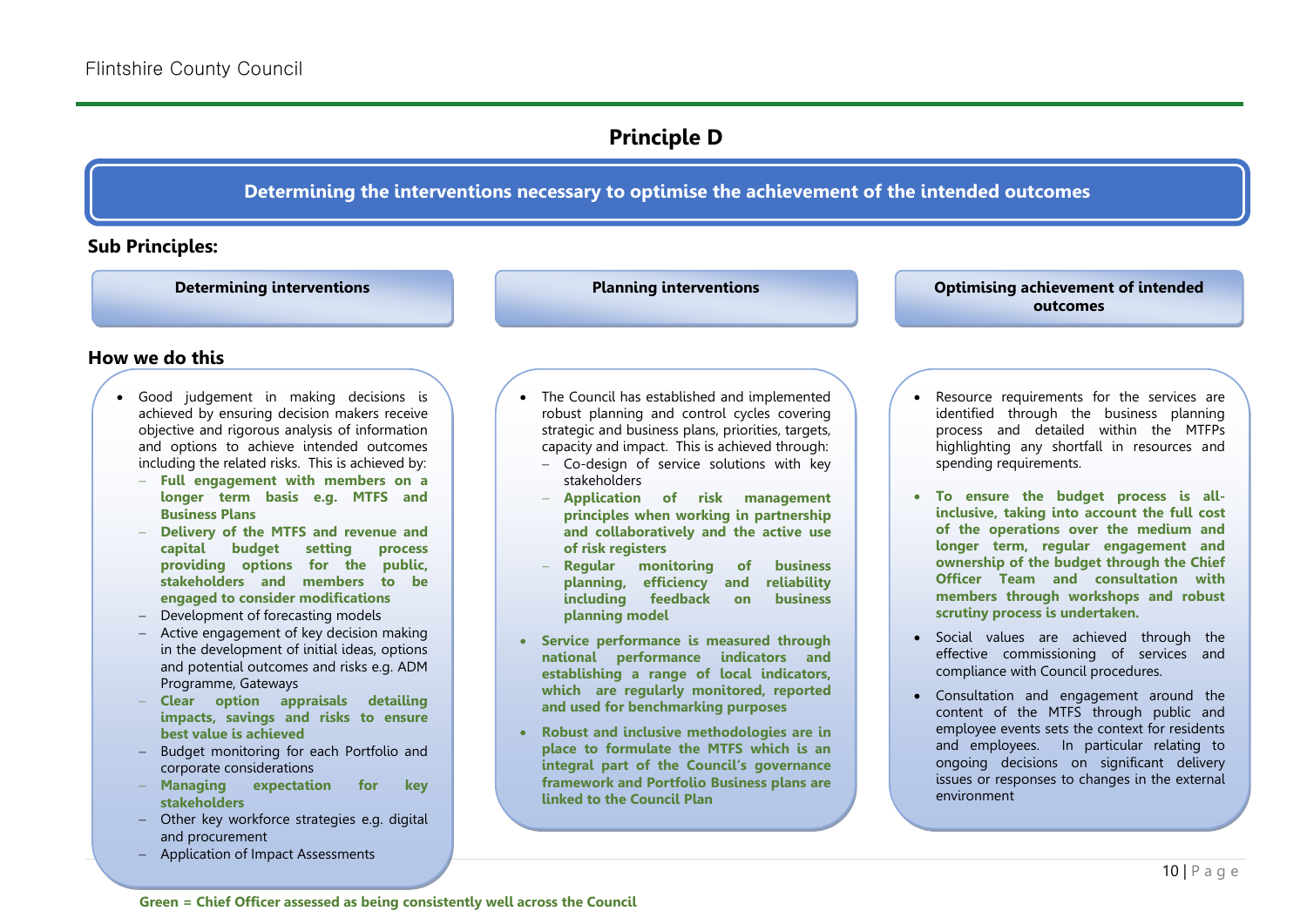# Principle D

## Determining the interventions necessary to optimise the achievement of the intended outcomes

### Sub Principles:

#### Determining interventions

**How we do this**

- Good judgement in making decisions is achieved by ensuring decision makers receive objective and rigorous analysis of information and options to achieve intended outcomes including the related risks. This is achieved by:
  - **Full engagement with members on a longer term basis e.g. MTFS and Business Plans**
  - **Delivery of the MTFS and revenue and capital budget setting process providing options for the public, stakeholders and members to be engaged to consider modifications**
  - Development of forecasting models
  - Active engagement of key decision making in the development of initial ideas, options and potential outcomes and risks e.g. ADM Programme, Gateways
  - **Clear option appraisals detailing impacts, savings and risks to ensure best value is achieved**
  - Budget monitoring for each Portfolio and corporate considerations
  - **Managing expectation for key stakeholders**
  - Other key workforce strategies e.g. digital and procurement
  - Application of Impact Assessments

#### Planning interventions

- The Council has established and implemented robust planning and control cycles covering strategic and business plans, priorities, targets, capacity and impact. This is achieved through:
  - Co-design of service solutions with key stakeholders
  - **Application of risk management principles when working in partnership and collaboratively and the active use of risk registers**
  - **Regular monitoring of business planning, efficiency and reliability including feedback on business planning model**
- **Service performance is measured through national performance indicators and establishing a range of local indicators, which are regularly monitored, reported and used for benchmarking purposes**
- **Robust and inclusive methodologies are in place to formulate the MTFS which is an integral part of the Council's governance framework and Portfolio Business plans are linked to the Council Plan**

#### Optimising achievement of intended outcomes

- Resource requirements for the services are identified through the business planning process and detailed within the MTFPs highlighting any shortfall in resources and spending requirements.
- **To ensure the budget process is all-inclusive, taking into account the full cost of the operations over the medium and longer term, regular engagement and ownership of the budget through the Chief Officer Team and consultation with members through workshops and robust scrutiny process is undertaken.**
- Social values are achieved through the effective commissioning of services and compliance with Council procedures.
- Consultation and engagement around the content of the MTFS through public and employee events sets the context for residents and employees. In particular relating to ongoing decisions on significant delivery issues or responses to changes in the external environment

**Green = Chief Officer assessed as being consistently well across the Council**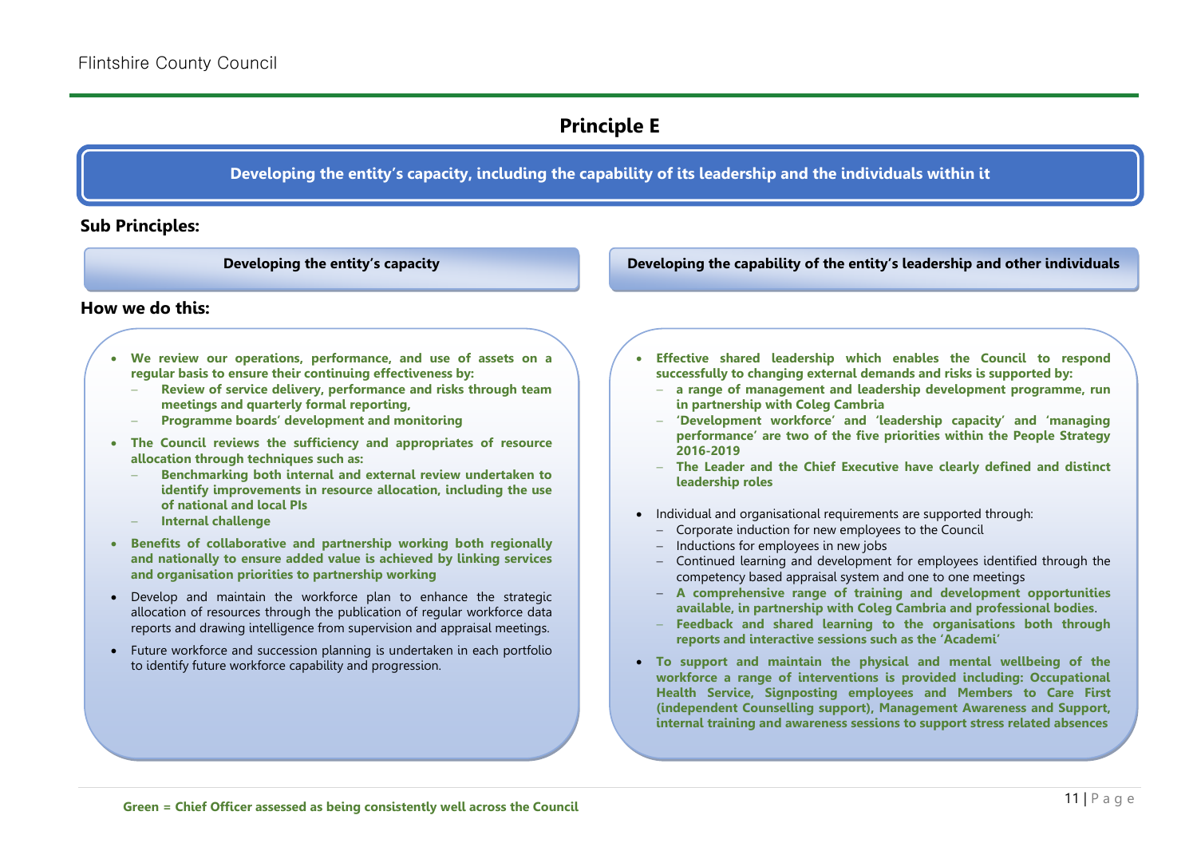## Principle E

**Developing the entity's capacity, including the capability of its leadership and the individuals within it**

### Sub Principles:

| Developing the entity's capacity | Developing the capability of the entity's leadership and other individuals |
|---|---|

### How we do this:

**Developing the entity's capacity**

- **We review our operations, performance, and use of assets on a regular basis to ensure their continuing effectiveness by:**
  - **Review of service delivery, performance and risks through team meetings and quarterly formal reporting,**
  - **Programme boards' development and monitoring**
- **The Council reviews the sufficiency and appropriates of resource allocation through techniques such as:**
  - **Benchmarking both internal and external review undertaken to identify improvements in resource allocation, including the use of national and local PIs**
  - **Internal challenge**
- **Benefits of collaborative and partnership working both regionally and nationally to ensure added value is achieved by linking services and organisation priorities to partnership working**
- Develop and maintain the workforce plan to enhance the strategic allocation of resources through the publication of regular workforce data reports and drawing intelligence from supervision and appraisal meetings.
- Future workforce and succession planning is undertaken in each portfolio to identify future workforce capability and progression.

**Developing the capability of the entity's leadership and other individuals**

- **Effective shared leadership which enables the Council to respond successfully to changing external demands and risks is supported by:**
  - **a range of management and leadership development programme, run in partnership with Coleg Cambria**
  - **'Development workforce' and 'leadership capacity' and 'managing performance' are two of the five priorities within the People Strategy 2016-2019**
  - **The Leader and the Chief Executive have clearly defined and distinct leadership roles**
- Individual and organisational requirements are supported through:
  - Corporate induction for new employees to the Council
  - Inductions for employees in new jobs
  - Continued learning and development for employees identified through the competency based appraisal system and one to one meetings
  - **A comprehensive range of training and development opportunities available, in partnership with Coleg Cambria and professional bodies.**
  - **Feedback and shared learning to the organisations both through reports and interactive sessions such as the 'Academi'**
- **To support and maintain the physical and mental wellbeing of the workforce a range of interventions is provided including: Occupational Health Service, Signposting employees and Members to Care First (independent Counselling support), Management Awareness and Support, internal training and awareness sessions to support stress related absences**

**Green = Chief Officer assessed as being consistently well across the Council**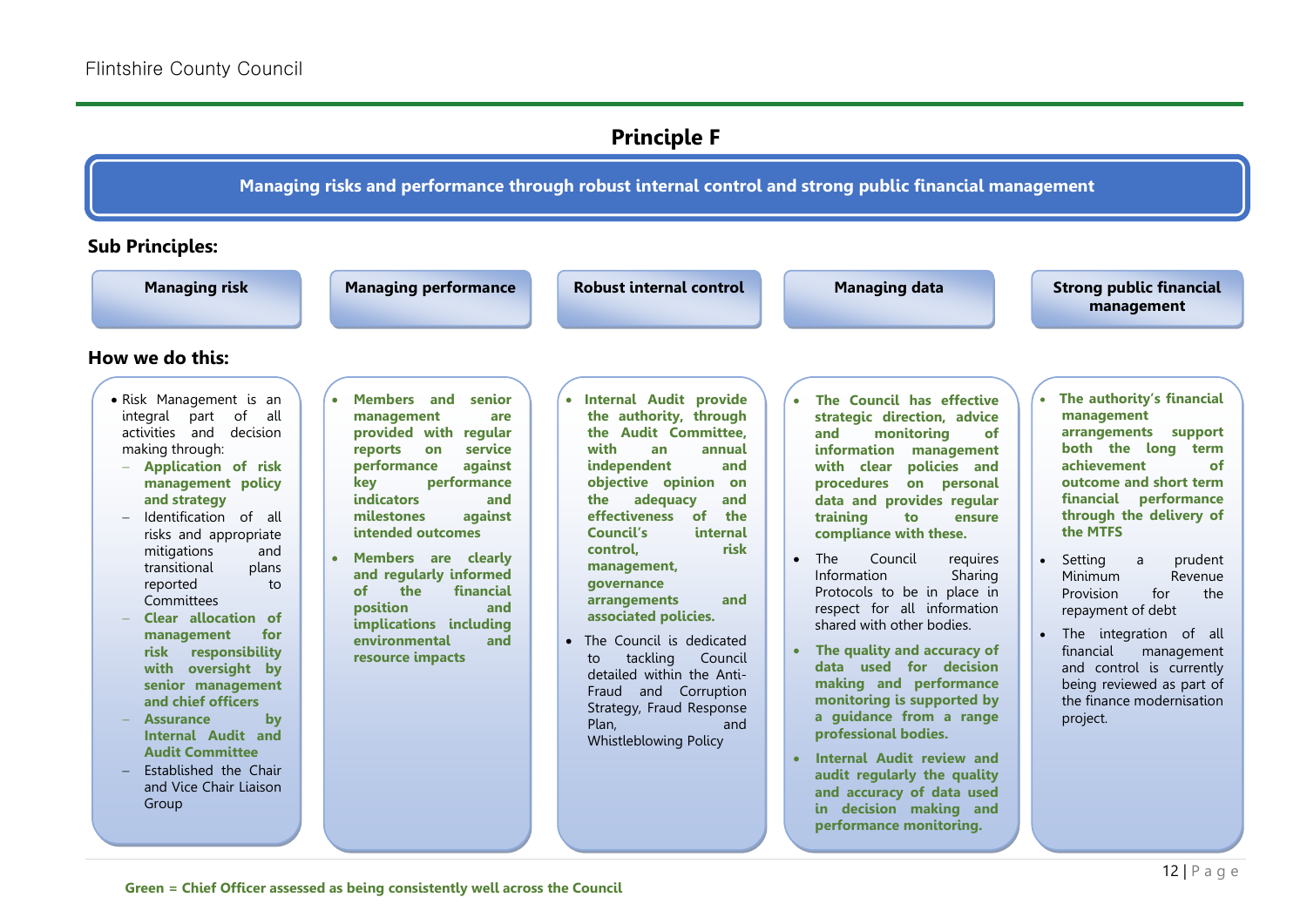# Principle F

**Managing risks and performance through robust internal control and strong public financial management**

## Sub Principles:

| Managing risk | Managing performance | Robust internal control | Managing data | Strong public financial management |
|---|---|---|---|---|

## How we do this:

### Managing risk

- Risk Management is an integral part of all activities and decision making through:
  - **Application of risk management policy and strategy**
  - Identification of all risks and appropriate mitigations and transitional plans reported to Committees
  - **Clear allocation of management for risk responsibility with oversight by senior management and chief officers**
  - **Assurance by Internal Audit and Audit Committee**
  - Established the Chair and Vice Chair Liaison Group

### Managing performance

- **Members and senior management are provided with regular reports on service performance against key performance indicators and milestones against intended outcomes**
- **Members are clearly and regularly informed of the financial position and implications including environmental and resource impacts**

### Robust internal control

- **Internal Audit provide the authority, through the Audit Committee, with an annual independent and objective opinion on the adequacy and effectiveness of the Council's internal control, risk management, governance arrangements and associated policies.**
- The Council is dedicated to tackling Council detailed within the Anti-Fraud and Corruption Strategy, Fraud Response Plan, and Whistleblowing Policy

### Managing data

- **The Council has effective strategic direction, advice and monitoring of information management with clear policies and procedures on personal data and provides regular training to ensure compliance with these.**
- The Council requires Information Sharing Protocols to be in place in respect for all information shared with other bodies.
- **The quality and accuracy of data used for decision making and performance monitoring is supported by a guidance from a range professional bodies.**
- **Internal Audit review and audit regularly the quality and accuracy of data used in decision making and performance monitoring.**

### Strong public financial management

- **The authority's financial management arrangements support both the long term achievement of outcome and short term financial performance through the delivery of the MTFS**
- Setting a prudent Minimum Revenue Provision for the repayment of debt
- The integration of all financial management and control is currently being reviewed as part of the finance modernisation project.

**Green = Chief Officer assessed as being consistently well across the Council**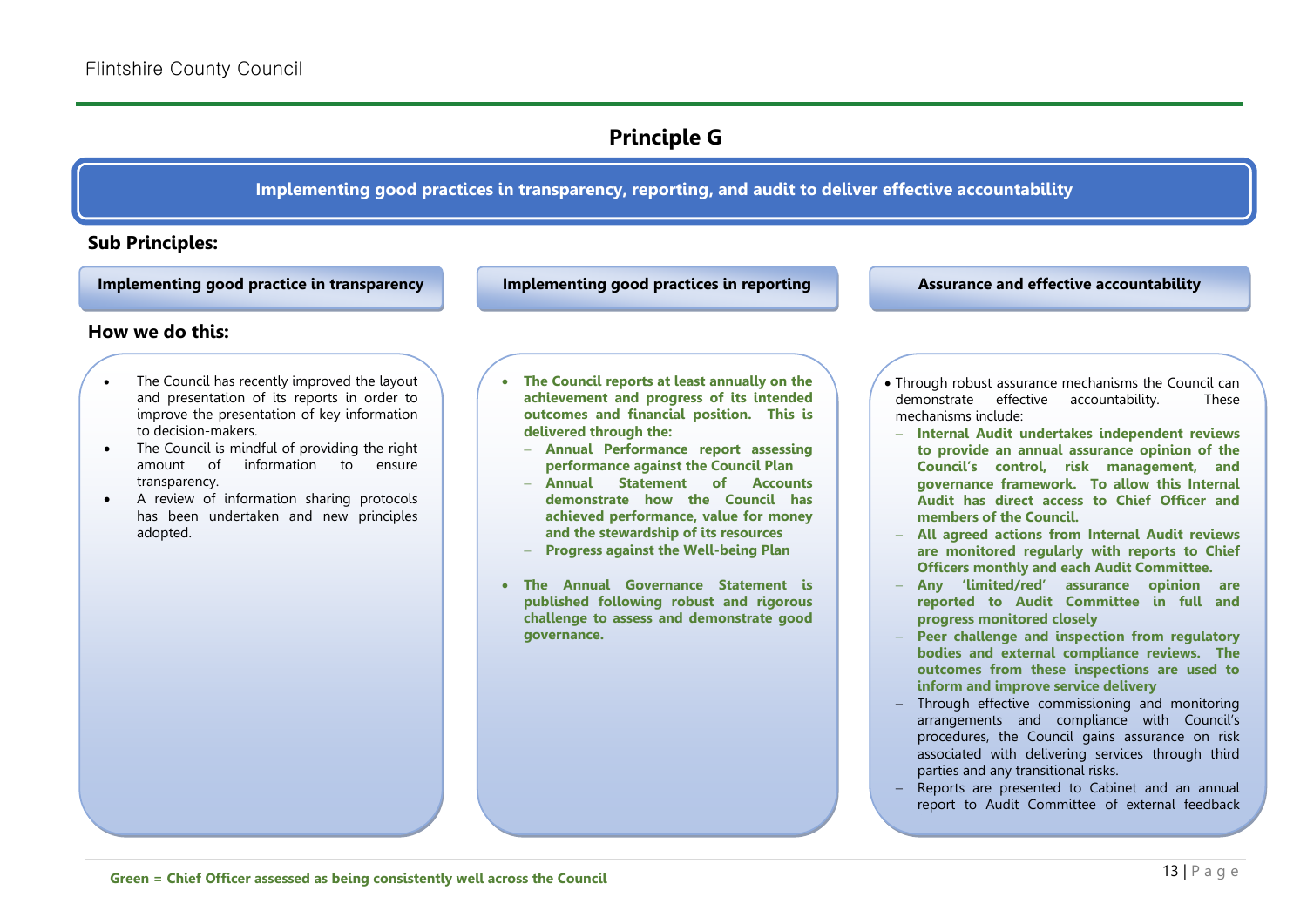## Principle G

**Implementing good practices in transparency, reporting, and audit to deliver effective accountability**

### Sub Principles:

| Implementing good practice in transparency | Implementing good practices in reporting | Assurance and effective accountability |
|---|---|---|

### How we do this:

**Implementing good practice in transparency**

- The Council has recently improved the layout and presentation of its reports in order to improve the presentation of key information to decision-makers.
- The Council is mindful of providing the right amount of information to ensure transparency.
- A review of information sharing protocols has been undertaken and new principles adopted.

**Implementing good practices in reporting**

- **The Council reports at least annually on the achievement and progress of its intended outcomes and financial position. This is delivered through the:**
  - **Annual Performance report assessing performance against the Council Plan**
  - **Annual Statement of Accounts demonstrate how the Council has achieved performance, value for money and the stewardship of its resources**
  - **Progress against the Well-being Plan**
- **The Annual Governance Statement is published following robust and rigorous challenge to assess and demonstrate good governance.**

**Assurance and effective accountability**

- Through robust assurance mechanisms the Council can demonstrate effective accountability. These mechanisms include:
  - **Internal Audit undertakes independent reviews to provide an annual assurance opinion of the Council's control, risk management, and governance framework. To allow this Internal Audit has direct access to Chief Officer and members of the Council.**
  - **All agreed actions from Internal Audit reviews are monitored regularly with reports to Chief Officers monthly and each Audit Committee.**
  - **Any 'limited/red' assurance opinion are reported to Audit Committee in full and progress monitored closely**
  - **Peer challenge and inspection from regulatory bodies and external compliance reviews. The outcomes from these inspections are used to inform and improve service delivery**
  - Through effective commissioning and monitoring arrangements and compliance with Council's procedures, the Council gains assurance on risk associated with delivering services through third parties and any transitional risks.
  - Reports are presented to Cabinet and an annual report to Audit Committee of external feedback

**Green = Chief Officer assessed as being consistently well across the Council**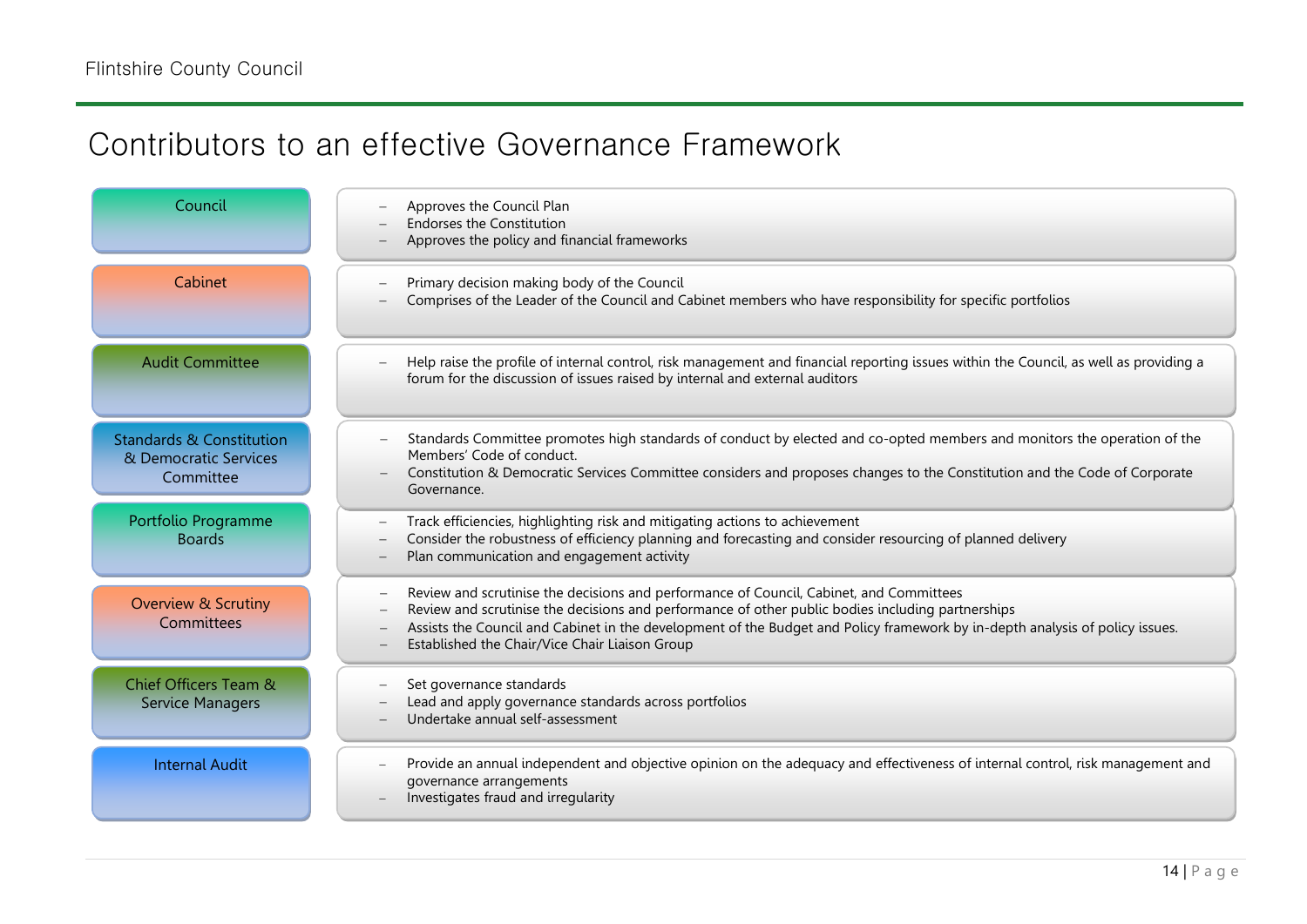# Contributors to an effective Governance Framework

| Body | Role |
| --- | --- |
| Council | – Approves the Council Plan<br>– Endorses the Constitution<br>– Approves the policy and financial frameworks |
| Cabinet | – Primary decision making body of the Council<br>– Comprises of the Leader of the Council and Cabinet members who have responsibility for specific portfolios |
| Audit Committee | – Help raise the profile of internal control, risk management and financial reporting issues within the Council, as well as providing a forum for the discussion of issues raised by internal and external auditors |
| Standards & Constitution & Democratic Services Committee | – Standards Committee promotes high standards of conduct by elected and co-opted members and monitors the operation of the Members' Code of conduct.<br>– Constitution & Democratic Services Committee considers and proposes changes to the Constitution and the Code of Corporate Governance. |
| Portfolio Programme Boards | – Track efficiencies, highlighting risk and mitigating actions to achievement<br>– Consider the robustness of efficiency planning and forecasting and consider resourcing of planned delivery<br>– Plan communication and engagement activity |
| Overview & Scrutiny Committees | – Review and scrutinise the decisions and performance of Council, Cabinet, and Committees<br>– Review and scrutinise the decisions and performance of other public bodies including partnerships<br>– Assists the Council and Cabinet in the development of the Budget and Policy framework by in-depth analysis of policy issues.<br>– Established the Chair/Vice Chair Liaison Group |
| Chief Officers Team & Service Managers | – Set governance standards<br>– Lead and apply governance standards across portfolios<br>– Undertake annual self-assessment |
| Internal Audit | – Provide an annual independent and objective opinion on the adequacy and effectiveness of internal control, risk management and governance arrangements<br>– Investigates fraud and irregularity |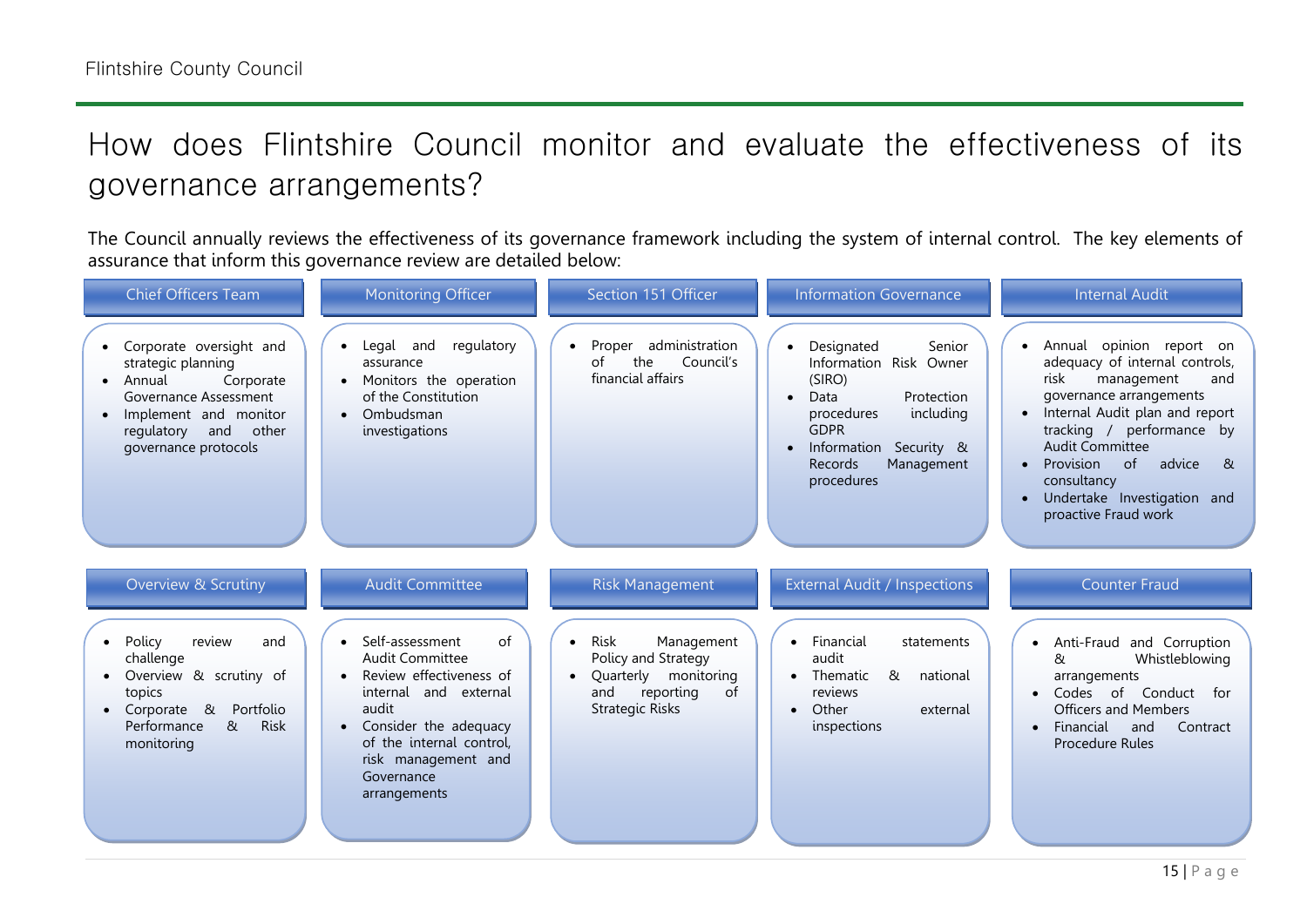# How does Flintshire Council monitor and evaluate the effectiveness of its governance arrangements?

The Council annually reviews the effectiveness of its governance framework including the system of internal control. The key elements of assurance that inform this governance review are detailed below:

### Chief Officers Team

- Corporate oversight and strategic planning
- Annual Corporate Governance Assessment
- Implement and monitor regulatory and other governance protocols

### Monitoring Officer

- Legal and regulatory assurance
- Monitors the operation of the Constitution
- Ombudsman investigations

### Section 151 Officer

- Proper administration of the Council's financial affairs

### Information Governance

- Designated Senior Information Risk Owner (SIRO)
- Data Protection procedures including GDPR
- Information Security & Records Management procedures

### Internal Audit

- Annual opinion report on adequacy of internal controls, risk management and governance arrangements
- Internal Audit plan and report tracking / performance by Audit Committee
- Provision of advice & consultancy
- Undertake Investigation and proactive Fraud work

### Overview & Scrutiny

- Policy review and challenge
- Overview & scrutiny of topics
- Corporate & Portfolio Performance & Risk monitoring

### Audit Committee

- Self-assessment of Audit Committee
- Review effectiveness of internal and external audit
- Consider the adequacy of the internal control, risk management and Governance arrangements

### Risk Management

- Risk Management Policy and Strategy
- Quarterly monitoring and reporting of Strategic Risks

### External Audit / Inspections

- Financial statements audit
- Thematic & national reviews
- Other external inspections

### Counter Fraud

- Anti-Fraud and Corruption & Whistleblowing arrangements
- Codes of Conduct for Officers and Members
- Financial and Contract Procedure Rules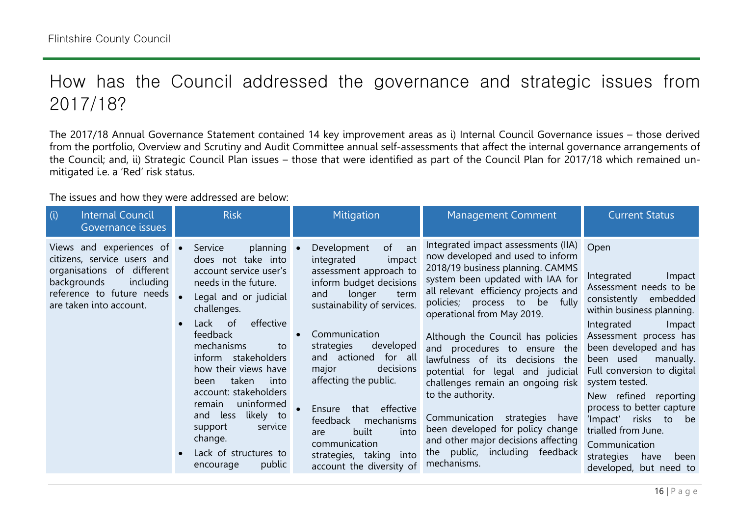# How has the Council addressed the governance and strategic issues from 2017/18?

The 2017/18 Annual Governance Statement contained 14 key improvement areas as i) Internal Council Governance issues – those derived from the portfolio, Overview and Scrutiny and Audit Committee annual self-assessments that affect the internal governance arrangements of the Council; and, ii) Strategic Council Plan issues – those that were identified as part of the Council Plan for 2017/18 which remained un-mitigated i.e. a 'Red' risk status.

The issues and how they were addressed are below:

| (i) Internal Council Governance issues | Risk | Mitigation | Management Comment | Current Status |
|---|---|---|---|---|
| Views and experiences of citizens, service users and organisations of different backgrounds including reference to future needs are taken into account. | • Service planning does not take into account service user's needs in the future.<br>• Legal and or judicial challenges.<br>• Lack of effective feedback mechanisms to inform stakeholders how their views have been taken into account: stakeholders remain uninformed and less likely to support service change.<br>• Lack of structures to encourage public | • Development of an integrated impact assessment approach to inform budget decisions and longer term sustainability of services.<br>• Communication strategies developed and actioned for all major decisions affecting the public.<br>• Ensure that effective feedback mechanisms are built into communication strategies, taking into account the diversity of | Integrated impact assessments (IIA) now developed and used to inform 2018/19 business planning. CAMMS system been updated with IAA for all relevant efficiency projects and policies; process to be fully operational from May 2019.<br><br>Although the Council has policies and procedures to ensure the lawfulness of its decisions the potential for legal and judicial challenges remain an ongoing risk to the authority.<br><br>Communication strategies have been developed for policy change and other major decisions affecting the public, including feedback mechanisms. | Open<br><br>Integrated Impact Assessment needs to be consistently embedded within business planning.<br>Integrated Impact Assessment process has been developed and has been used manually. Full conversion to digital system tested.<br>New refined reporting process to better capture 'Impact' risks to be trialled from June.<br>Communication strategies have been developed, but need to |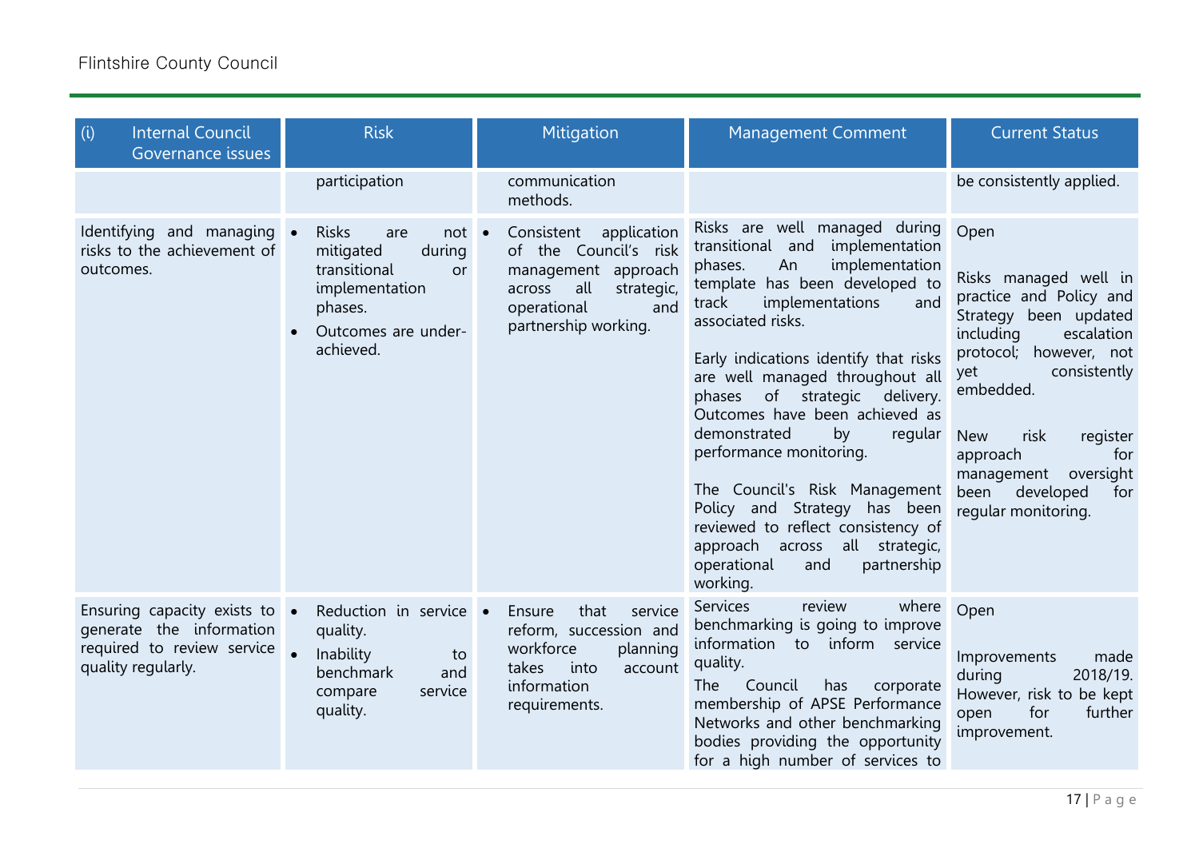| (i) Internal Council Governance issues | Risk | Mitigation | Management Comment | Current Status |
|---|---|---|---|---|
| | participation | communication methods. | | be consistently applied. |
| Identifying and managing risks to the achievement of outcomes. | • Risks are not mitigated during transitional or implementation phases.<br>• Outcomes are under-achieved. | • Consistent application of the Council's risk management approach across all strategic, operational and partnership working. | Risks are well managed during transitional and implementation phases. An implementation template has been developed to track implementations and associated risks.<br><br>Early indications identify that risks are well managed throughout all phases of strategic delivery. Outcomes have been achieved as demonstrated by regular performance monitoring.<br><br>The Council's Risk Management Policy and Strategy has been reviewed to reflect consistency of approach across all strategic, operational and partnership working. | Open<br><br>Risks managed well in practice and Policy and Strategy been updated including escalation protocol; however, not yet consistently embedded.<br><br>New risk register approach for management oversight been developed for regular monitoring. |
| Ensuring capacity exists to generate the information required to review service quality regularly. | • Reduction in service quality.<br>• Inability to benchmark and compare service quality. | • Ensure that service reform, succession and workforce planning takes into account information requirements. | Services review where benchmarking is going to improve information to inform service quality.<br>The Council has corporate membership of APSE Performance Networks and other benchmarking bodies providing the opportunity for a high number of services to | Open<br><br>Improvements made during 2018/19. However, risk to be kept open for further improvement. |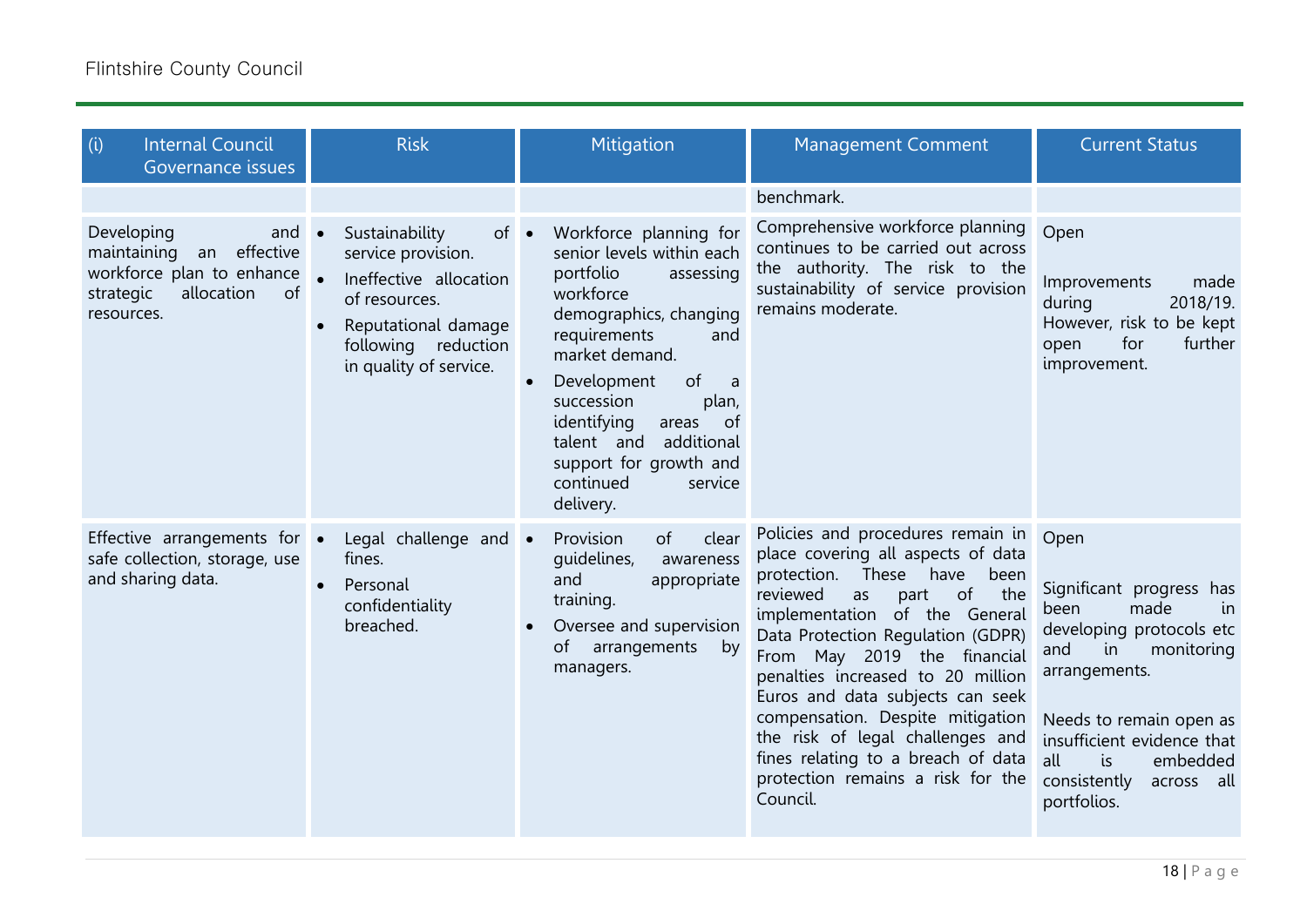| (i) Internal Council Governance issues | Risk | Mitigation | Management Comment | Current Status |
|---|---|---|---|---|
| | | | benchmark. | |
| Developing and maintaining an effective workforce plan to enhance strategic allocation of resources. | • Sustainability of service provision.<br>• Ineffective allocation of resources.<br>• Reputational damage following reduction in quality of service. | • Workforce planning for senior levels within each portfolio assessing workforce demographics, changing requirements and market demand.<br>• Development of a succession plan, identifying areas of talent and additional support for growth and continued service delivery. | Comprehensive workforce planning continues to be carried out across the authority. The risk to the sustainability of service provision remains moderate. | Open<br><br>Improvements made during 2018/19. However, risk to be kept open for further improvement. |
| Effective arrangements for safe collection, storage, use and sharing data. | • Legal challenge and fines.<br>• Personal confidentiality breached. | • Provision of clear guidelines, awareness and appropriate training.<br>• Oversee and supervision of arrangements by managers. | Policies and procedures remain in place covering all aspects of data protection. These have been reviewed as part of the implementation of the General Data Protection Regulation (GDPR) From May 2019 the financial penalties increased to 20 million Euros and data subjects can seek compensation. Despite mitigation the risk of legal challenges and fines relating to a breach of data protection remains a risk for the Council. | Open<br><br>Significant progress has been made in developing protocols etc and in monitoring arrangements.<br><br>Needs to remain open as insufficient evidence that all is embedded consistently across all portfolios. |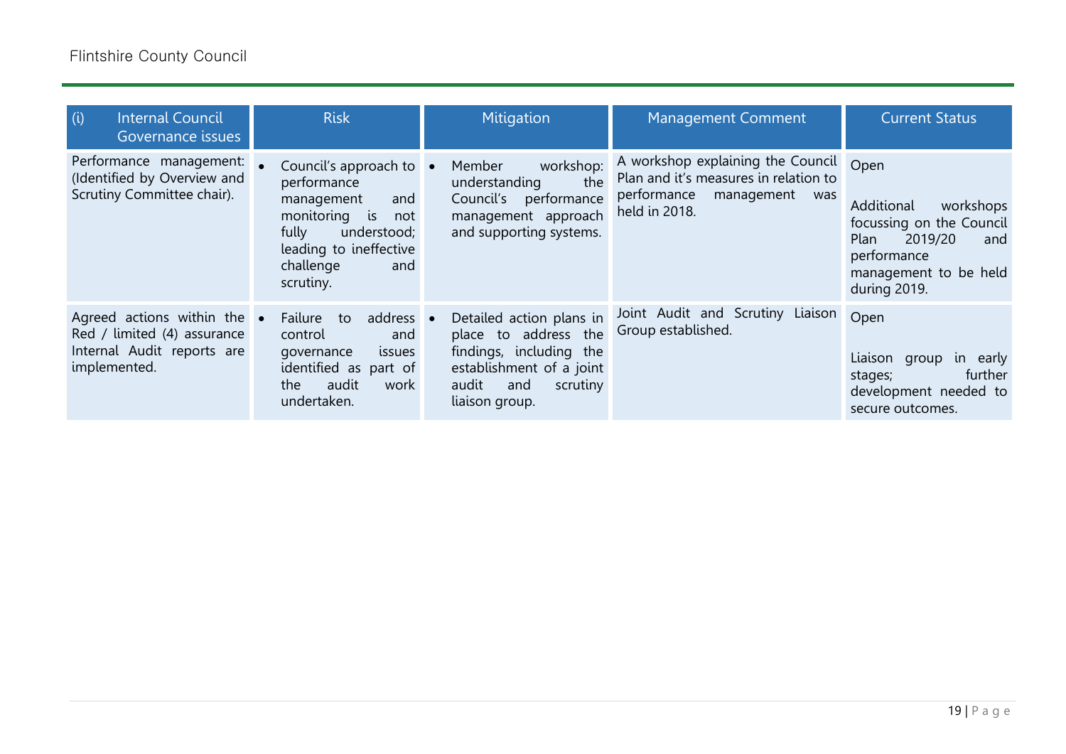| (i) Internal Council Governance issues | Risk | Mitigation | Management Comment | Current Status |
|---|---|---|---|---|
| Performance management: (Identified by Overview and Scrutiny Committee chair). | • Council's approach to performance management and monitoring is not fully understood; leading to ineffective challenge and scrutiny. | • Member workshop: understanding the Council's performance management approach and supporting systems. | A workshop explaining the Council Plan and it's measures in relation to performance management was held in 2018. | Open<br><br>Additional workshops focussing on the Council Plan 2019/20 and performance management to be held during 2019. |
| Agreed actions within the Red / limited (4) assurance Internal Audit reports are implemented. | • Failure to address control and governance issues identified as part of the audit work undertaken. | • Detailed action plans in place to address the findings, including the establishment of a joint audit and scrutiny liaison group. | Joint Audit and Scrutiny Liaison Group established. | Open<br><br>Liaison group in early stages; further development needed to secure outcomes. |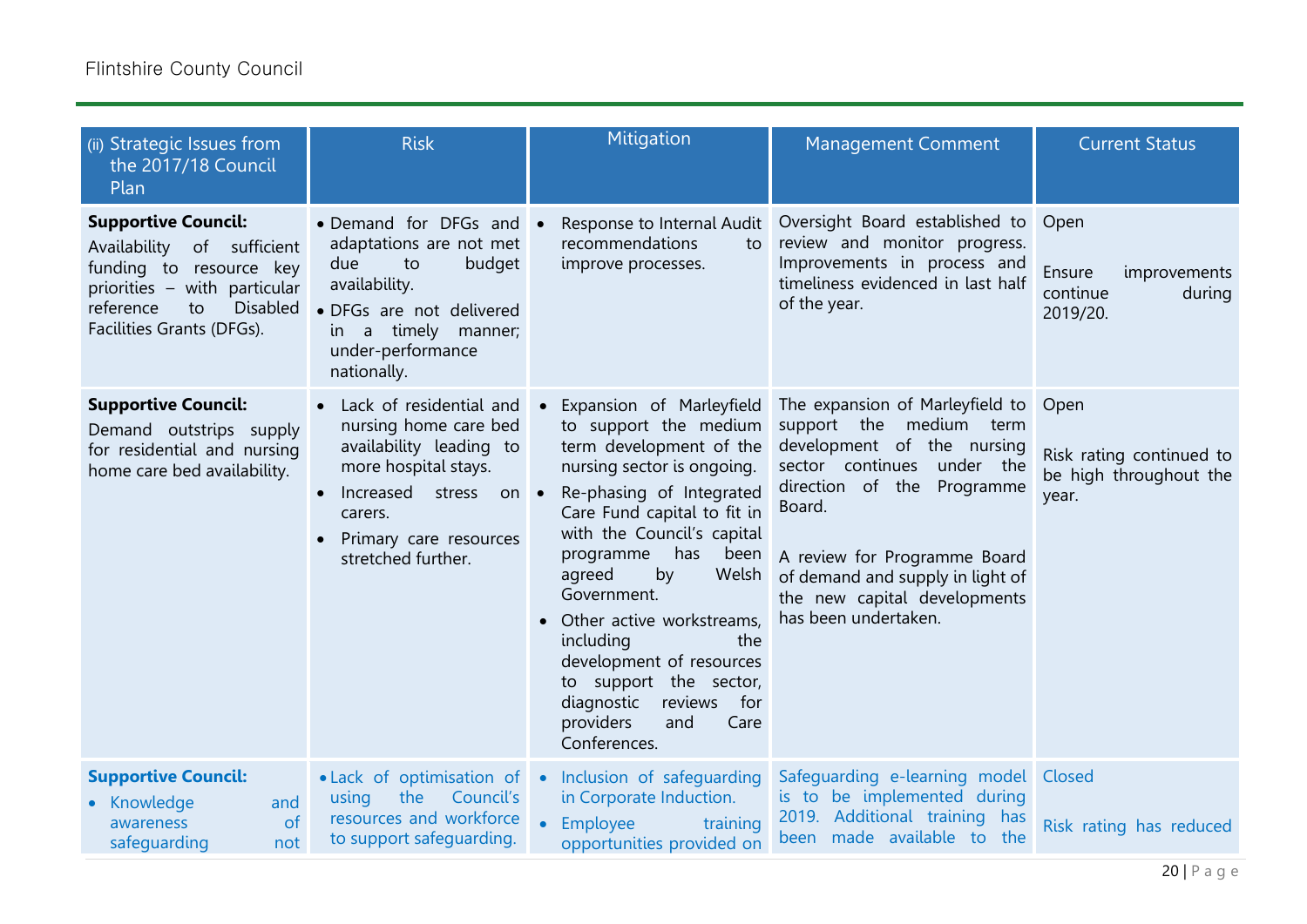| (ii) Strategic Issues from the 2017/18 Council Plan | Risk | Mitigation | Management Comment | Current Status |
|---|---|---|---|---|
| **Supportive Council:** Availability of sufficient funding to resource key priorities – with particular reference to Disabled Facilities Grants (DFGs). | • Demand for DFGs and adaptations are not met due to budget availability.<br>• DFGs are not delivered in a timely manner; under-performance nationally. | • Response to Internal Audit recommendations to improve processes. | Oversight Board established to review and monitor progress. Improvements in process and timeliness evidenced in last half of the year. | Open<br><br>Ensure improvements continue during 2019/20. |
| **Supportive Council:** Demand outstrips supply for residential and nursing home care bed availability. | • Lack of residential and nursing home care bed availability leading to more hospital stays.<br>• Increased stress on carers.<br>• Primary care resources stretched further. | • Expansion of Marleyfield to support the medium term development of the nursing sector is ongoing.<br>• Re-phasing of Integrated Care Fund capital to fit in with the Council's capital programme has been agreed by Welsh Government.<br>• Other active workstreams, including the development of resources to support the sector, diagnostic reviews for providers and Care Conferences. | The expansion of Marleyfield to support the medium term development of the nursing sector continues under the direction of the Programme Board.<br><br>A review for Programme Board of demand and supply in light of the new capital developments has been undertaken. | Open<br><br>Risk rating continued to be high throughout the year. |
| **Supportive Council:**<br>• Knowledge and awareness of safeguarding not | • Lack of optimisation of using the Council's resources and workforce to support safeguarding. | • Inclusion of safeguarding in Corporate Induction.<br>• Employee training opportunities provided on | Safeguarding e-learning model is to be implemented during 2019. Additional training has been made available to the | Closed<br><br>Risk rating has reduced |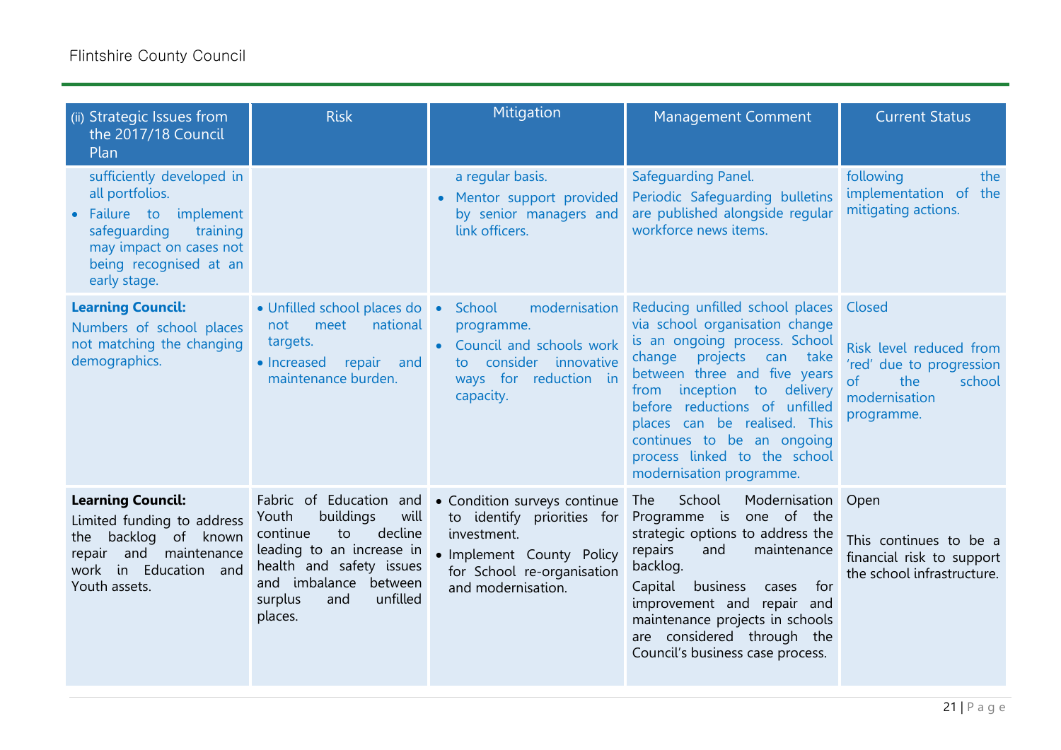| (ii) Strategic Issues from the 2017/18 Council Plan | Risk | Mitigation | Management Comment | Current Status |
|---|---|---|---|---|
| sufficiently developed in all portfolios.<br>• Failure to implement safeguarding training may impact on cases not being recognised at an early stage. | | a regular basis.<br>• Mentor support provided by senior managers and link officers. | Safeguarding Panel.<br>Periodic Safeguarding bulletins are published alongside regular workforce news items. | following the implementation of the mitigating actions. |
| **Learning Council:**<br>Numbers of school places not matching the changing demographics. | • Unfilled school places do not meet national targets.<br>• Increased repair and maintenance burden. | • School modernisation programme.<br>• Council and schools work to consider innovative ways for reduction in capacity. | Reducing unfilled school places via school organisation change is an ongoing process. School change projects can take between three and five years from inception to delivery before reductions of unfilled places can be realised. This continues to be an ongoing process linked to the school modernisation programme. | Closed<br><br>Risk level reduced from 'red' due to progression of the school modernisation programme. |
| **Learning Council:**<br>Limited funding to address the backlog of known repair and maintenance work in Education and Youth assets. | Fabric of Education and Youth buildings will continue to decline leading to an increase in health and safety issues and imbalance between surplus and unfilled places. | • Condition surveys continue to identify priorities for investment.<br>• Implement County Policy for School re-organisation and modernisation. | The School Modernisation Programme is one of the strategic options to address the repairs and maintenance backlog.<br>Capital business cases for improvement and repair and maintenance projects in schools are considered through the Council's business case process. | Open<br><br>This continues to be a financial risk to support the school infrastructure. |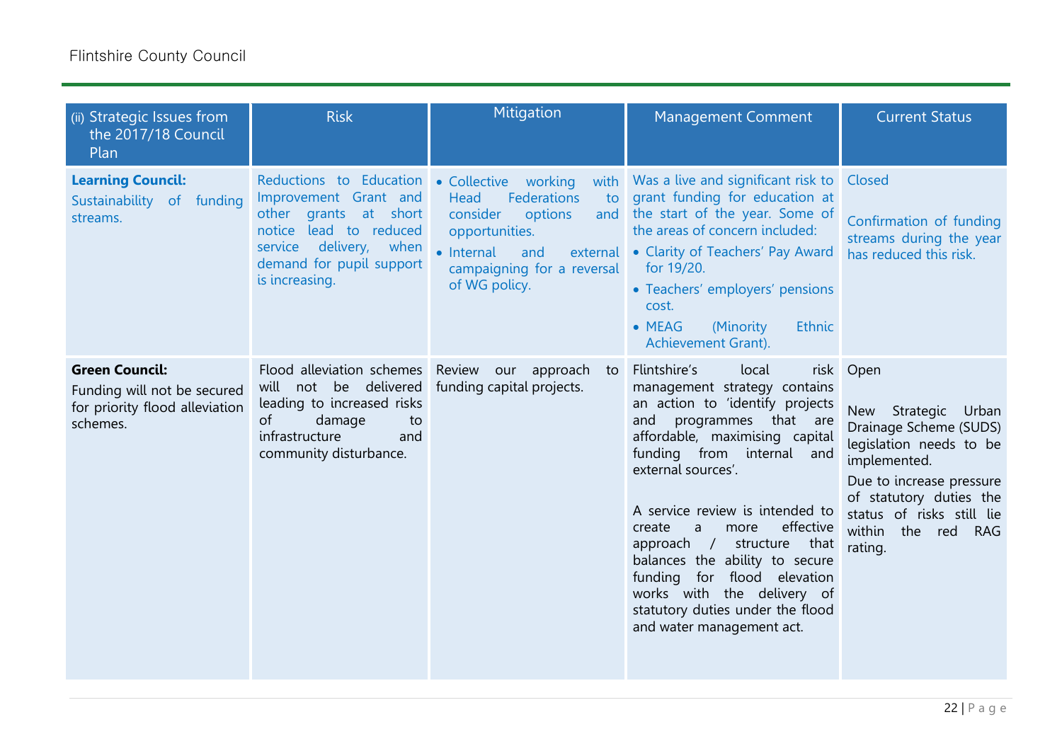| (ii) Strategic Issues from the 2017/18 Council Plan | Risk | Mitigation | Management Comment | Current Status |
|---|---|---|---|---|
| **Learning Council:** Sustainability of funding streams. | Reductions to Education Improvement Grant and other grants at short notice lead to reduced service delivery, when demand for pupil support is increasing. | • Collective working with Head Federations to consider options and opportunities. • Internal and external campaigning for a reversal of WG policy. | Was a live and significant risk to grant funding for education at the start of the year. Some of the areas of concern included: • Clarity of Teachers' Pay Award for 19/20. • Teachers' employers' pensions cost. • MEAG (Minority Ethnic Achievement Grant). | Closed<br><br>Confirmation of funding streams during the year has reduced this risk. |
| **Green Council:** Funding will not be secured for priority flood alleviation schemes. | Flood alleviation schemes will not be delivered leading to increased risks of damage to infrastructure and community disturbance. | Review our approach to funding capital projects. | Flintshire's local risk management strategy contains an action to 'identify projects and programmes that are affordable, maximising capital funding from internal and external sources'.<br><br>A service review is intended to create a more effective approach / structure that balances the ability to secure funding for flood elevation works with the delivery of statutory duties under the flood and water management act. | Open<br><br>New Strategic Urban Drainage Scheme (SUDS) legislation needs to be implemented.<br><br>Due to increase pressure of statutory duties the status of risks still lie within the red RAG rating. |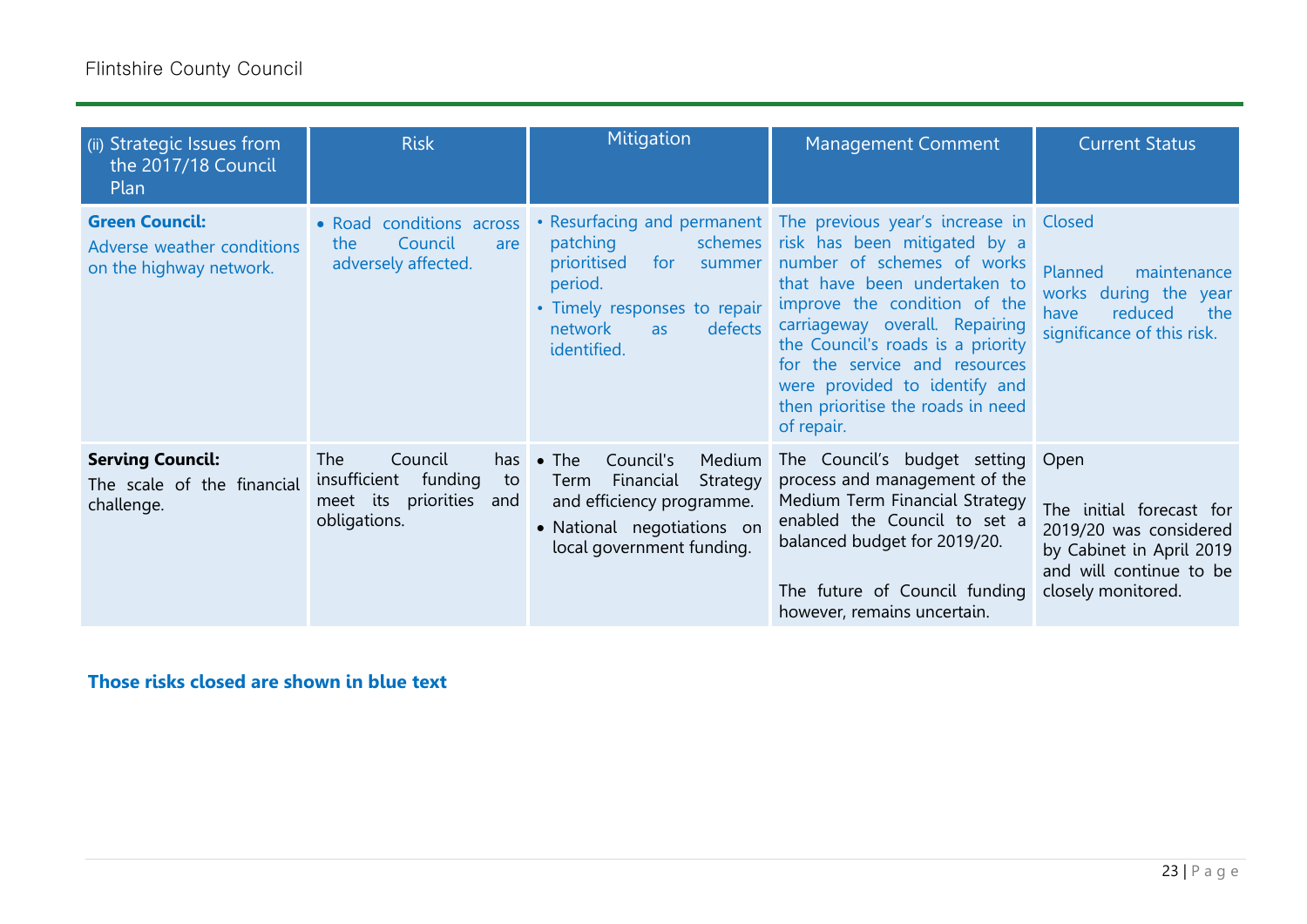| (ii) Strategic Issues from the 2017/18 Council Plan | Risk | Mitigation | Management Comment | Current Status |
|---|---|---|---|---|
| **Green Council:** Adverse weather conditions on the highway network. | • Road conditions across the Council are adversely affected. | • Resurfacing and permanent patching schemes prioritised for summer period. • Timely responses to repair network as defects identified. | The previous year's increase in risk has been mitigated by a number of schemes of works that have been undertaken to improve the condition of the carriageway overall. Repairing the Council's roads is a priority for the service and resources were provided to identify and then prioritise the roads in need of repair. | Closed<br><br>Planned maintenance works during the year have reduced the significance of this risk. |
| **Serving Council:** The scale of the financial challenge. | The Council has insufficient funding to meet its priorities and obligations. | • The Council's Medium Term Financial Strategy and efficiency programme. • National negotiations on local government funding. | The Council's budget setting process and management of the Medium Term Financial Strategy enabled the Council to set a balanced budget for 2019/20.<br><br>The future of Council funding however, remains uncertain. | Open<br><br>The initial forecast for 2019/20 was considered by Cabinet in April 2019 and will continue to be closely monitored. |

**Those risks closed are shown in blue text**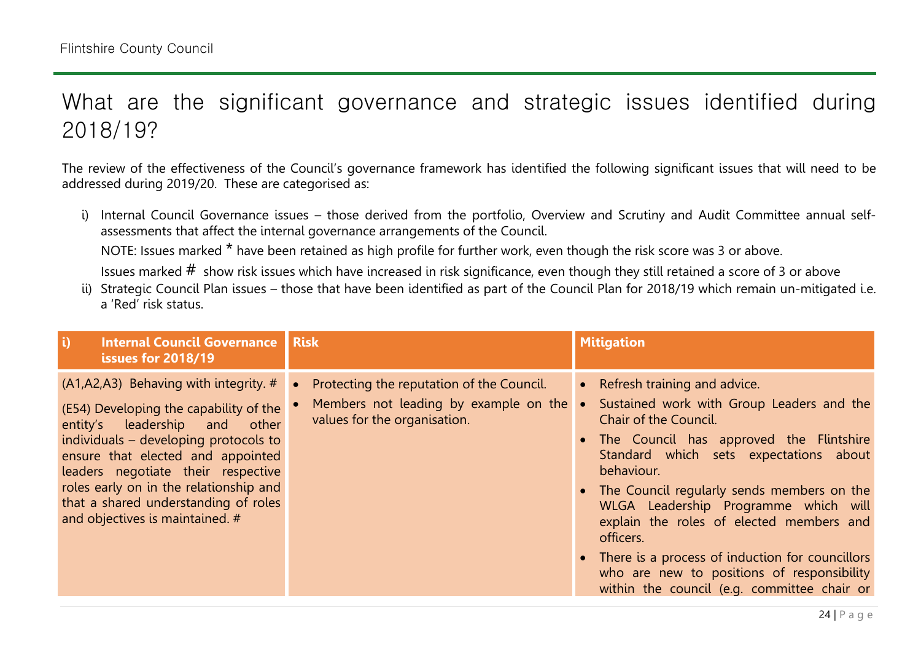# What are the significant governance and strategic issues identified during 2018/19?

The review of the effectiveness of the Council's governance framework has identified the following significant issues that will need to be addressed during 2019/20. These are categorised as:

i) Internal Council Governance issues – those derived from the portfolio, Overview and Scrutiny and Audit Committee annual self-assessments that affect the internal governance arrangements of the Council.

   NOTE: Issues marked * have been retained as high profile for further work, even though the risk score was 3 or above.

   Issues marked # show risk issues which have increased in risk significance, even though they still retained a score of 3 or above

ii) Strategic Council Plan issues – those that have been identified as part of the Council Plan for 2018/19 which remain un-mitigated i.e. a 'Red' risk status.

| i) Internal Council Governance issues for 2018/19 | Risk | Mitigation |
|---|---|---|
| (A1,A2,A3) Behaving with integrity. #<br><br>(E54) Developing the capability of the entity's leadership and other individuals – developing protocols to ensure that elected and appointed leaders negotiate their respective roles early on in the relationship and that a shared understanding of roles and objectives is maintained. # | • Protecting the reputation of the Council.<br>• Members not leading by example on the values for the organisation. | • Refresh training and advice.<br>• Sustained work with Group Leaders and the Chair of the Council.<br>• The Council has approved the Flintshire Standard which sets expectations about behaviour.<br>• The Council regularly sends members on the WLGA Leadership Programme which will explain the roles of elected members and officers.<br>• There is a process of induction for councillors who are new to positions of responsibility within the council (e.g. committee chair or |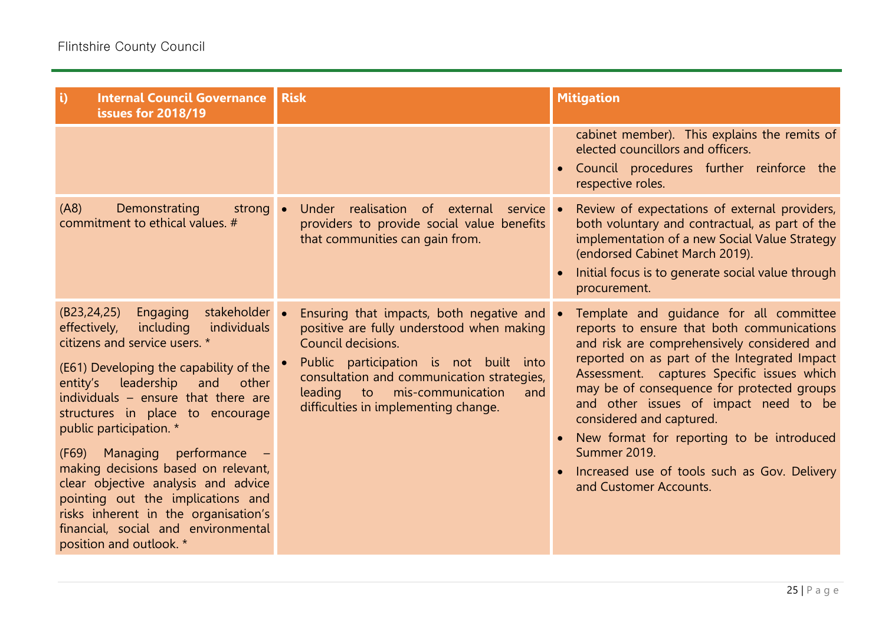| i) Internal Council Governance issues for 2018/19 | Risk | Mitigation |
|---|---|---|
| | | cabinet member). This explains the remits of elected councillors and officers.<br>• Council procedures further reinforce the respective roles. |
| (A8) Demonstrating strong commitment to ethical values. # | • Under realisation of external service providers to provide social value benefits that communities can gain from. | • Review of expectations of external providers, both voluntary and contractual, as part of the implementation of a new Social Value Strategy (endorsed Cabinet March 2019).<br>• Initial focus is to generate social value through procurement. |
| (B23,24,25) Engaging stakeholder effectively, including individuals citizens and service users. *<br><br>(E61) Developing the capability of the entity's leadership and other individuals – ensure that there are structures in place to encourage public participation. *<br><br>(F69) Managing performance – making decisions based on relevant, clear objective analysis and advice pointing out the implications and risks inherent in the organisation's financial, social and environmental position and outlook. * | • Ensuring that impacts, both negative and positive are fully understood when making Council decisions.<br>• Public participation is not built into consultation and communication strategies, leading to mis-communication and difficulties in implementing change. | • Template and guidance for all committee reports to ensure that both communications and risk are comprehensively considered and reported on as part of the Integrated Impact Assessment. captures Specific issues which may be of consequence for protected groups and other issues of impact need to be considered and captured.<br>• New format for reporting to be introduced Summer 2019.<br>• Increased use of tools such as Gov. Delivery and Customer Accounts. |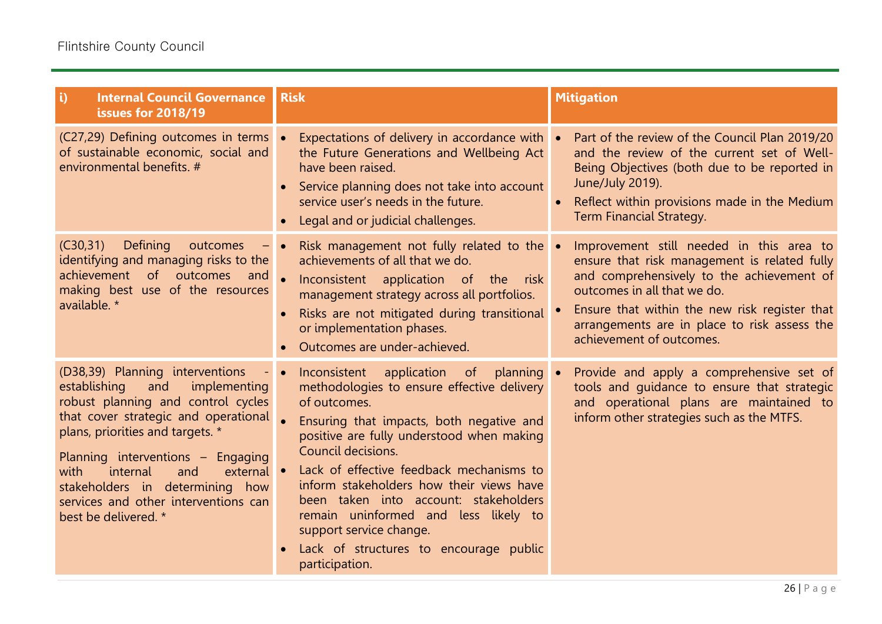| i) Internal Council Governance issues for 2018/19 | Risk | Mitigation |
|---|---|---|
| (C27,29) Defining outcomes in terms of sustainable economic, social and environmental benefits. # | • Expectations of delivery in accordance with the Future Generations and Wellbeing Act have been raised.<br>• Service planning does not take into account service user's needs in the future.<br>• Legal and or judicial challenges. | • Part of the review of the Council Plan 2019/20 and the review of the current set of Well-Being Objectives (both due to be reported in June/July 2019).<br>• Reflect within provisions made in the Medium Term Financial Strategy. |
| (C30,31) Defining outcomes – identifying and managing risks to the achievement of outcomes and making best use of the resources available. * | • Risk management not fully related to the achievements of all that we do.<br>• Inconsistent application of the risk management strategy across all portfolios.<br>• Risks are not mitigated during transitional or implementation phases.<br>• Outcomes are under-achieved. | • Improvement still needed in this area to ensure that risk management is related fully and comprehensively to the achievement of outcomes in all that we do.<br>• Ensure that within the new risk register that arrangements are in place to risk assess the achievement of outcomes. |
| (D38,39) Planning interventions - establishing and implementing robust planning and control cycles that cover strategic and operational plans, priorities and targets. *<br><br>Planning interventions – Engaging with internal and external stakeholders in determining how services and other interventions can best be delivered. * | • Inconsistent application of planning methodologies to ensure effective delivery of outcomes.<br>• Ensuring that impacts, both negative and positive are fully understood when making Council decisions.<br>• Lack of effective feedback mechanisms to inform stakeholders how their views have been taken into account: stakeholders remain uninformed and less likely to support service change.<br>• Lack of structures to encourage public participation. | • Provide and apply a comprehensive set of tools and guidance to ensure that strategic and operational plans are maintained to inform other strategies such as the MTFS. |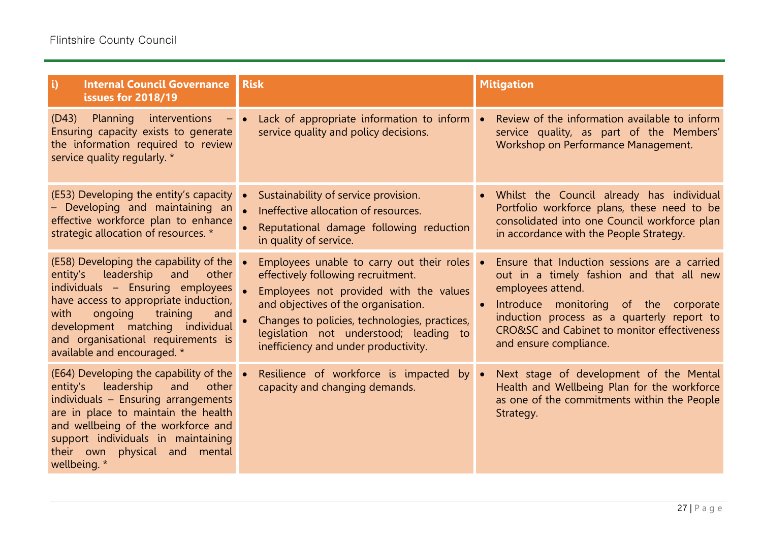| i) **Internal Council Governance issues for 2018/19** | **Risk** | **Mitigation** |
|---|---|---|
| (D43) Planning interventions – Ensuring capacity exists to generate the information required to review service quality regularly. * | • Lack of appropriate information to inform service quality and policy decisions. | • Review of the information available to inform service quality, as part of the Members' Workshop on Performance Management. |
| (E53) Developing the entity's capacity – Developing and maintaining an effective workforce plan to enhance strategic allocation of resources. * | • Sustainability of service provision.<br>• Ineffective allocation of resources.<br>• Reputational damage following reduction in quality of service. | • Whilst the Council already has individual Portfolio workforce plans, these need to be consolidated into one Council workforce plan in accordance with the People Strategy. |
| (E58) Developing the capability of the entity's leadership and other individuals – Ensuring employees have access to appropriate induction, with ongoing training and development matching individual and organisational requirements is available and encouraged. * | • Employees unable to carry out their roles effectively following recruitment.<br>• Employees not provided with the values and objectives of the organisation.<br>• Changes to policies, technologies, practices, legislation not understood; leading to inefficiency and under productivity. | • Ensure that Induction sessions are a carried out in a timely fashion and that all new employees attend.<br>• Introduce monitoring of the corporate induction process as a quarterly report to CRO&SC and Cabinet to monitor effectiveness and ensure compliance. |
| (E64) Developing the capability of the entity's leadership and other individuals – Ensuring arrangements are in place to maintain the health and wellbeing of the workforce and support individuals in maintaining their own physical and mental wellbeing. * | • Resilience of workforce is impacted by capacity and changing demands. | • Next stage of development of the Mental Health and Wellbeing Plan for the workforce as one of the commitments within the People Strategy. |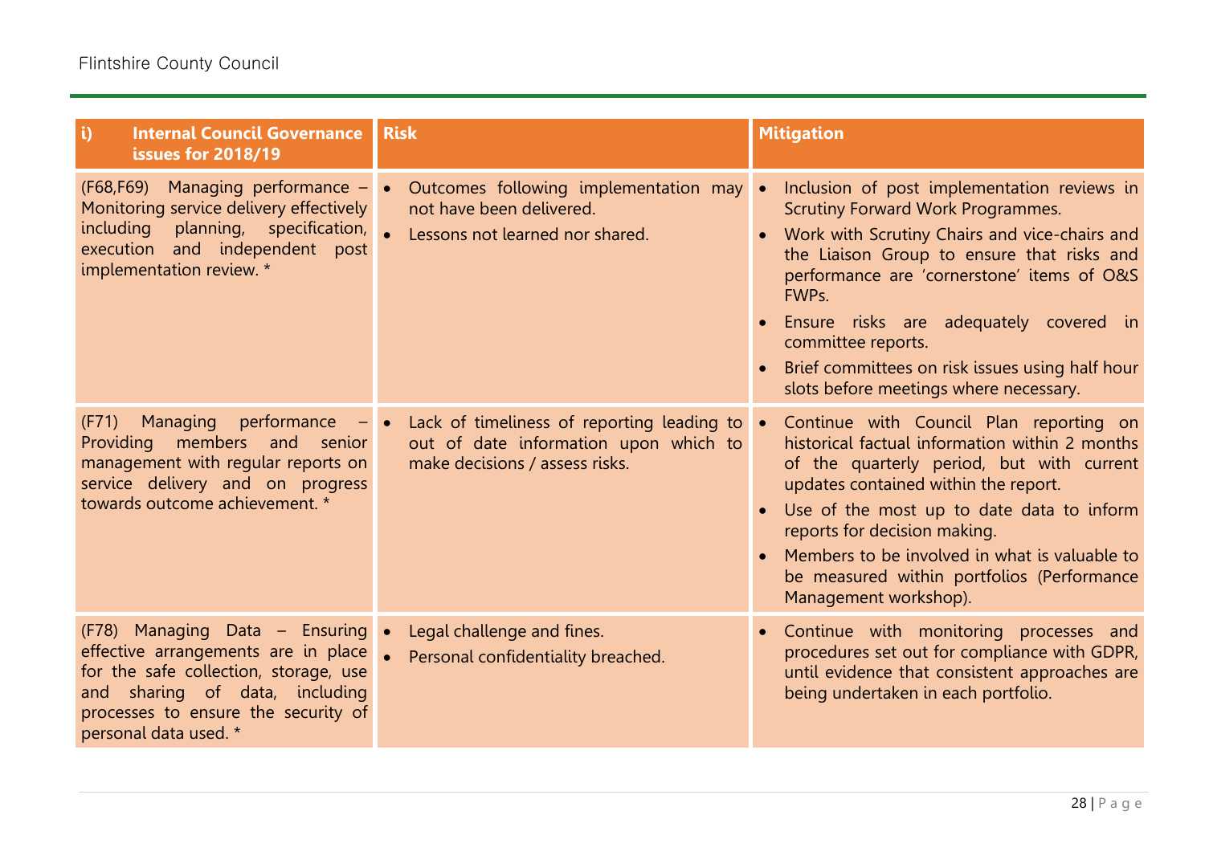| i) Internal Council Governance issues for 2018/19 | Risk | Mitigation |
|---|---|---|
| (F68,F69) Managing performance – Monitoring service delivery effectively including planning, specification, execution and independent post implementation review. * | • Outcomes following implementation may not have been delivered.<br>• Lessons not learned nor shared. | • Inclusion of post implementation reviews in Scrutiny Forward Work Programmes.<br>• Work with Scrutiny Chairs and vice-chairs and the Liaison Group to ensure that risks and performance are 'cornerstone' items of O&S FWPs.<br>• Ensure risks are adequately covered in committee reports.<br>• Brief committees on risk issues using half hour slots before meetings where necessary. |
| (F71) Managing performance – Providing members and senior management with regular reports on service delivery and on progress towards outcome achievement. * | • Lack of timeliness of reporting leading to out of date information upon which to make decisions / assess risks. | • Continue with Council Plan reporting on historical factual information within 2 months of the quarterly period, but with current updates contained within the report.<br>• Use of the most up to date data to inform reports for decision making.<br>• Members to be involved in what is valuable to be measured within portfolios (Performance Management workshop). |
| (F78) Managing Data – Ensuring effective arrangements are in place for the safe collection, storage, use and sharing of data, including processes to ensure the security of personal data used. * | • Legal challenge and fines.<br>• Personal confidentiality breached. | • Continue with monitoring processes and procedures set out for compliance with GDPR, until evidence that consistent approaches are being undertaken in each portfolio. |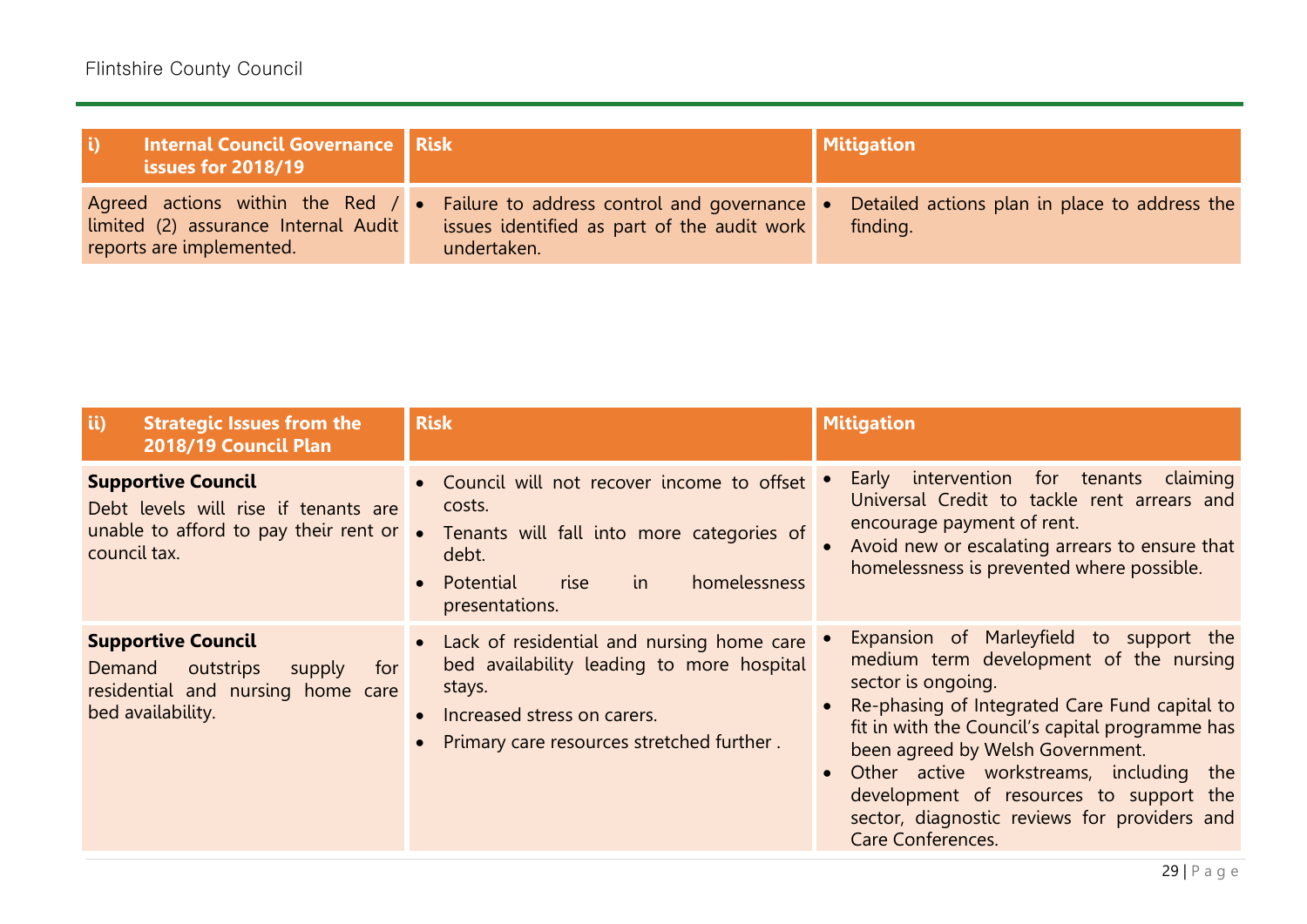| i) Internal Council Governance issues for 2018/19 | Risk | Mitigation |
|---|---|---|
| Agreed actions within the Red / limited (2) assurance Internal Audit reports are implemented. | • Failure to address control and governance issues identified as part of the audit work undertaken. | • Detailed actions plan in place to address the finding. |

| ii) Strategic Issues from the 2018/19 Council Plan | Risk | Mitigation |
|---|---|---|
| **Supportive Council**<br>Debt levels will rise if tenants are unable to afford to pay their rent or council tax. | • Council will not recover income to offset costs.<br>• Tenants will fall into more categories of debt.<br>• Potential rise in homelessness presentations. | • Early intervention for tenants claiming Universal Credit to tackle rent arrears and encourage payment of rent.<br>• Avoid new or escalating arrears to ensure that homelessness is prevented where possible. |
| **Supportive Council**<br>Demand outstrips supply for residential and nursing home care bed availability. | • Lack of residential and nursing home care bed availability leading to more hospital stays.<br>• Increased stress on carers.<br>• Primary care resources stretched further . | • Expansion of Marleyfield to support the medium term development of the nursing sector is ongoing.<br>• Re-phasing of Integrated Care Fund capital to fit in with the Council's capital programme has been agreed by Welsh Government.<br>• Other active workstreams, including the development of resources to support the sector, diagnostic reviews for providers and Care Conferences. |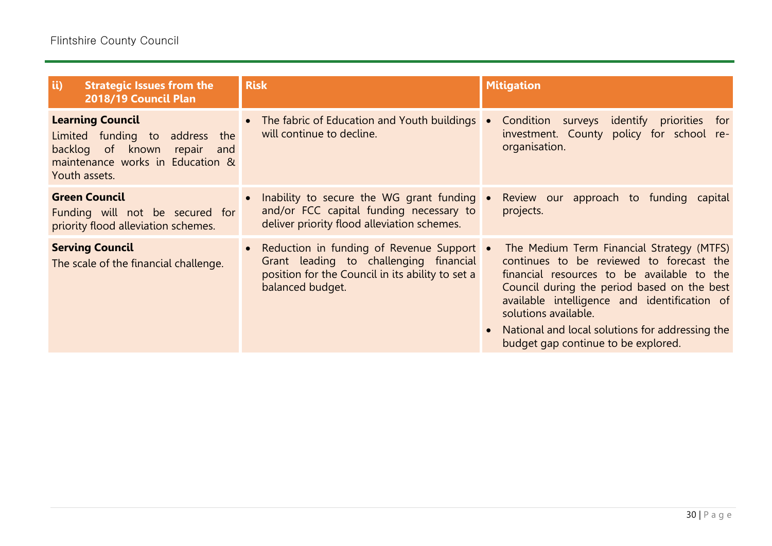| ii) Strategic Issues from the 2018/19 Council Plan | Risk | Mitigation |
|---|---|---|
| **Learning Council**<br>Limited funding to address the backlog of known repair and maintenance works in Education & Youth assets. | • The fabric of Education and Youth buildings will continue to decline. | • Condition surveys identify priorities for investment. County policy for school re-organisation. |
| **Green Council**<br>Funding will not be secured for priority flood alleviation schemes. | • Inability to secure the WG grant funding and/or FCC capital funding necessary to deliver priority flood alleviation schemes. | • Review our approach to funding capital projects. |
| **Serving Council**<br>The scale of the financial challenge. | • Reduction in funding of Revenue Support Grant leading to challenging financial position for the Council in its ability to set a balanced budget. | • The Medium Term Financial Strategy (MTFS) continues to be reviewed to forecast the financial resources to be available to the Council during the period based on the best available intelligence and identification of solutions available.<br>• National and local solutions for addressing the budget gap continue to be explored. |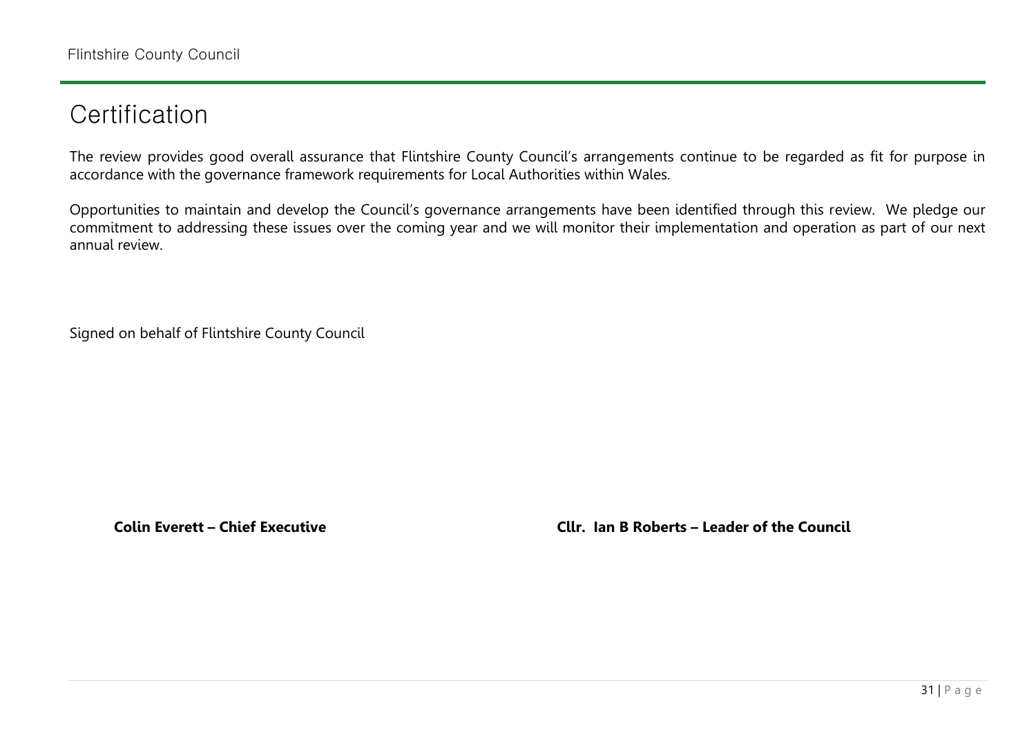# Certification

The review provides good overall assurance that Flintshire County Council's arrangements continue to be regarded as fit for purpose in accordance with the governance framework requirements for Local Authorities within Wales.

Opportunities to maintain and develop the Council's governance arrangements have been identified through this review. We pledge our commitment to addressing these issues over the coming year and we will monitor their implementation and operation as part of our next annual review.

Signed on behalf of Flintshire County Council

**Colin Everett – Chief Executive**

**Cllr. Ian B Roberts – Leader of the Council**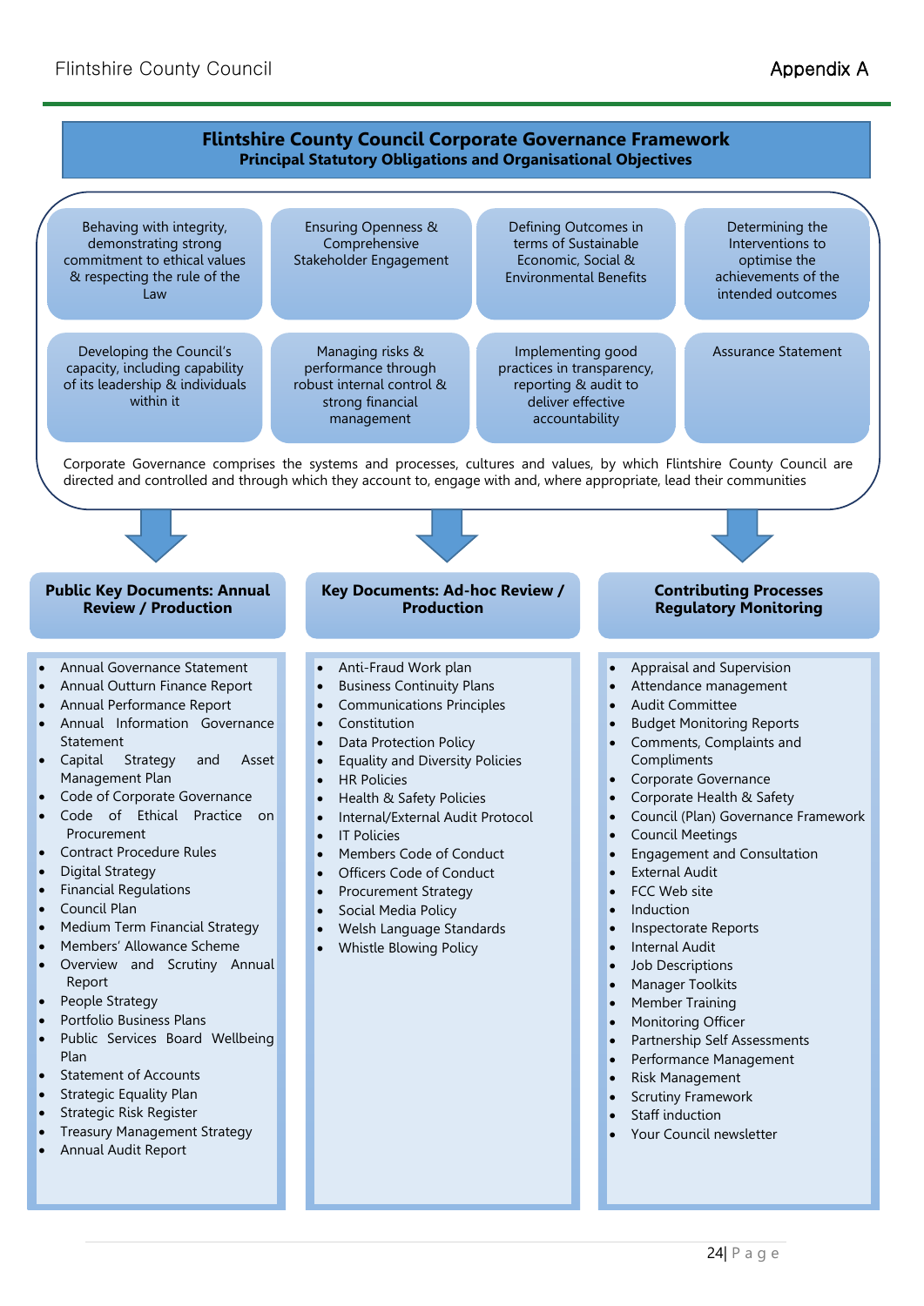# Flintshire County Council Corporate Governance Framework

**Principal Statutory Obligations and Organisational Objectives**

- Behaving with integrity, demonstrating strong commitment to ethical values & respecting the rule of the Law
- Ensuring Openness & Comprehensive Stakeholder Engagement
- Defining Outcomes in terms of Sustainable Economic, Social & Environmental Benefits
- Determining the Interventions to optimise the achievements of the intended outcomes
- Developing the Council's capacity, including capability of its leadership & individuals within it
- Managing risks & performance through robust internal control & strong financial management
- Implementing good practices in transparency, reporting & audit to deliver effective accountability
- Assurance Statement

Corporate Governance comprises the systems and processes, cultures and values, by which Flintshire County Council are directed and controlled and through which they account to, engage with and, where appropriate, lead their communities

## Public Key Documents: Annual Review / Production

- Annual Governance Statement
- Annual Outturn Finance Report
- Annual Performance Report
- Annual Information Governance Statement
- Capital Strategy and Asset Management Plan
- Code of Corporate Governance
- Code of Ethical Practice on Procurement
- Contract Procedure Rules
- Digital Strategy
- Financial Regulations
- Council Plan
- Medium Term Financial Strategy
- Members' Allowance Scheme
- Overview and Scrutiny Annual Report
- People Strategy
- Portfolio Business Plans
- Public Services Board Wellbeing Plan
- Statement of Accounts
- Strategic Equality Plan
- Strategic Risk Register
- Treasury Management Strategy
- Annual Audit Report

## Key Documents: Ad-hoc Review / Production

- Anti-Fraud Work plan
- Business Continuity Plans
- Communications Principles
- Constitution
- Data Protection Policy
- Equality and Diversity Policies
- HR Policies
- Health & Safety Policies
- Internal/External Audit Protocol
- IT Policies
- Members Code of Conduct
- Officers Code of Conduct
- Procurement Strategy
- Social Media Policy
- Welsh Language Standards
- Whistle Blowing Policy

## Contributing Processes Regulatory Monitoring

- Appraisal and Supervision
- Attendance management
- Audit Committee
- Budget Monitoring Reports
- Comments, Complaints and Compliments
- Corporate Governance
- Corporate Health & Safety
- Council (Plan) Governance Framework
- Council Meetings
- Engagement and Consultation
- External Audit
- FCC Web site
- Induction
- Inspectorate Reports
- Internal Audit
- Job Descriptions
- Manager Toolkits
- Member Training
- Monitoring Officer
- Partnership Self Assessments
- Performance Management
- Risk Management
- Scrutiny Framework
- Staff induction
- Your Council newsletter